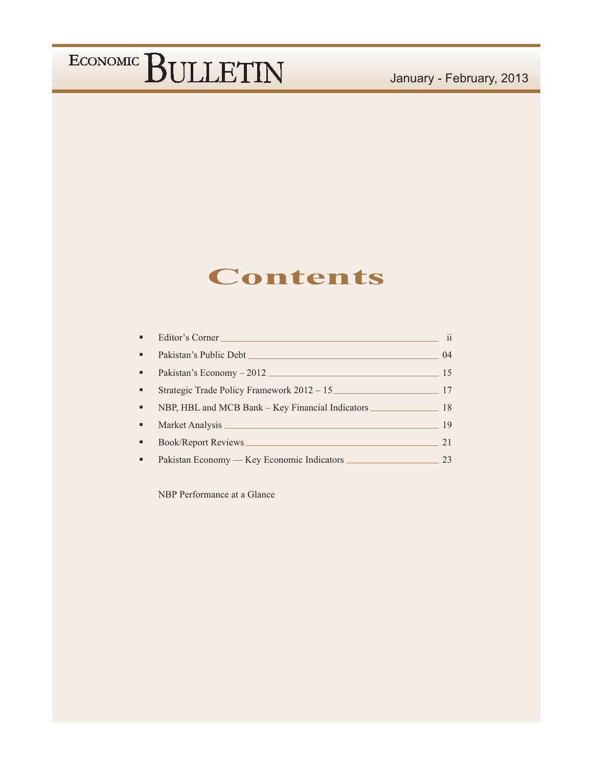# ECONOMIC BULLETIN

January - February, 2013

## Contents

- Editor's Corner ____ ii
- Pakistan's Public Debt ____ 04
- Pakistan's Economy – 2012 ____ 15
- Strategic Trade Policy Framework 2012 – 15 ____ 17
- NBP, HBL and MCB Bank – Key Financial Indicators ____ 18
- Market Analysis ____ 19
- Book/Report Reviews ____ 21
- Pakistan Economy — Key Economic Indicators ____ 23

NBP Performance at a Glance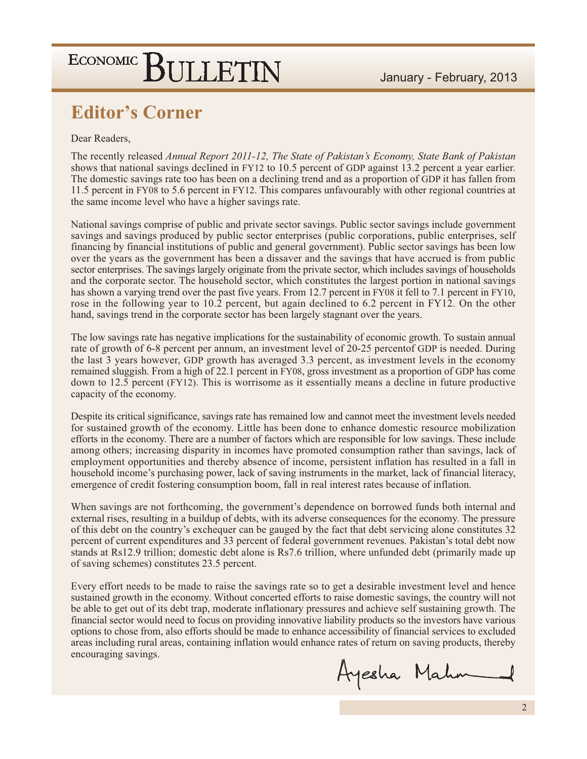## Editor's Corner

Dear Readers,

The recently released *Annual Report 2011-12, The State of Pakistan's Economy, State Bank of Pakistan* shows that national savings declined in FY12 to 10.5 percent of GDP against 13.2 percent a year earlier. The domestic savings rate too has been on a declining trend and as a proportion of GDP it has fallen from 11.5 percent in FY08 to 5.6 percent in FY12. This compares unfavourably with other regional countries at the same income level who have a higher savings rate.

National savings comprise of public and private sector savings. Public sector savings include government savings and savings produced by public sector enterprises (public corporations, public enterprises, self financing by financial institutions of public and general government). Public sector savings has been low over the years as the government has been a dissaver and the savings that have accrued is from public sector enterprises. The savings largely originate from the private sector, which includes savings of households and the corporate sector. The household sector, which constitutes the largest portion in national savings has shown a varying trend over the past five years. From 12.7 percent in FY08 it fell to 7.1 percent in FY10, rose in the following year to 10.2 percent, but again declined to 6.2 percent in FY12. On the other hand, savings trend in the corporate sector has been largely stagnant over the years.

The low savings rate has negative implications for the sustainability of economic growth. To sustain annual rate of growth of 6-8 percent per annum, an investment level of 20-25 percentof GDP is needed. During the last 3 years however, GDP growth has averaged 3.3 percent, as investment levels in the economy remained sluggish. From a high of 22.1 percent in FY08, gross investment as a proportion of GDP has come down to 12.5 percent (FY12). This is worrisome as it essentially means a decline in future productive capacity of the economy.

Despite its critical significance, savings rate has remained low and cannot meet the investment levels needed for sustained growth of the economy. Little has been done to enhance domestic resource mobilization efforts in the economy. There are a number of factors which are responsible for low savings. These include among others; increasing disparity in incomes have promoted consumption rather than savings, lack of employment opportunities and thereby absence of income, persistent inflation has resulted in a fall in household income's purchasing power, lack of saving instruments in the market, lack of financial literacy, emergence of credit fostering consumption boom, fall in real interest rates because of inflation.

When savings are not forthcoming, the government's dependence on borrowed funds both internal and external rises, resulting in a buildup of debts, with its adverse consequences for the economy. The pressure of this debt on the country's exchequer can be gauged by the fact that debt servicing alone constitutes 32 percent of current expenditures and 33 percent of federal government revenues. Pakistan's total debt now stands at Rs12.9 trillion; domestic debt alone is Rs7.6 trillion, where unfunded debt (primarily made up of saving schemes) constitutes 23.5 percent.

Every effort needs to be made to raise the savings rate so to get a desirable investment level and hence sustained growth in the economy. Without concerted efforts to raise domestic savings, the country will not be able to get out of its debt trap, moderate inflationary pressures and achieve self sustaining growth. The financial sector would need to focus on providing innovative liability products so the investors have various options to chose from, also efforts should be made to enhance accessibility of financial services to excluded areas including rural areas, containing inflation would enhance rates of return on saving products, thereby encouraging savings.

Ayesha Mahmud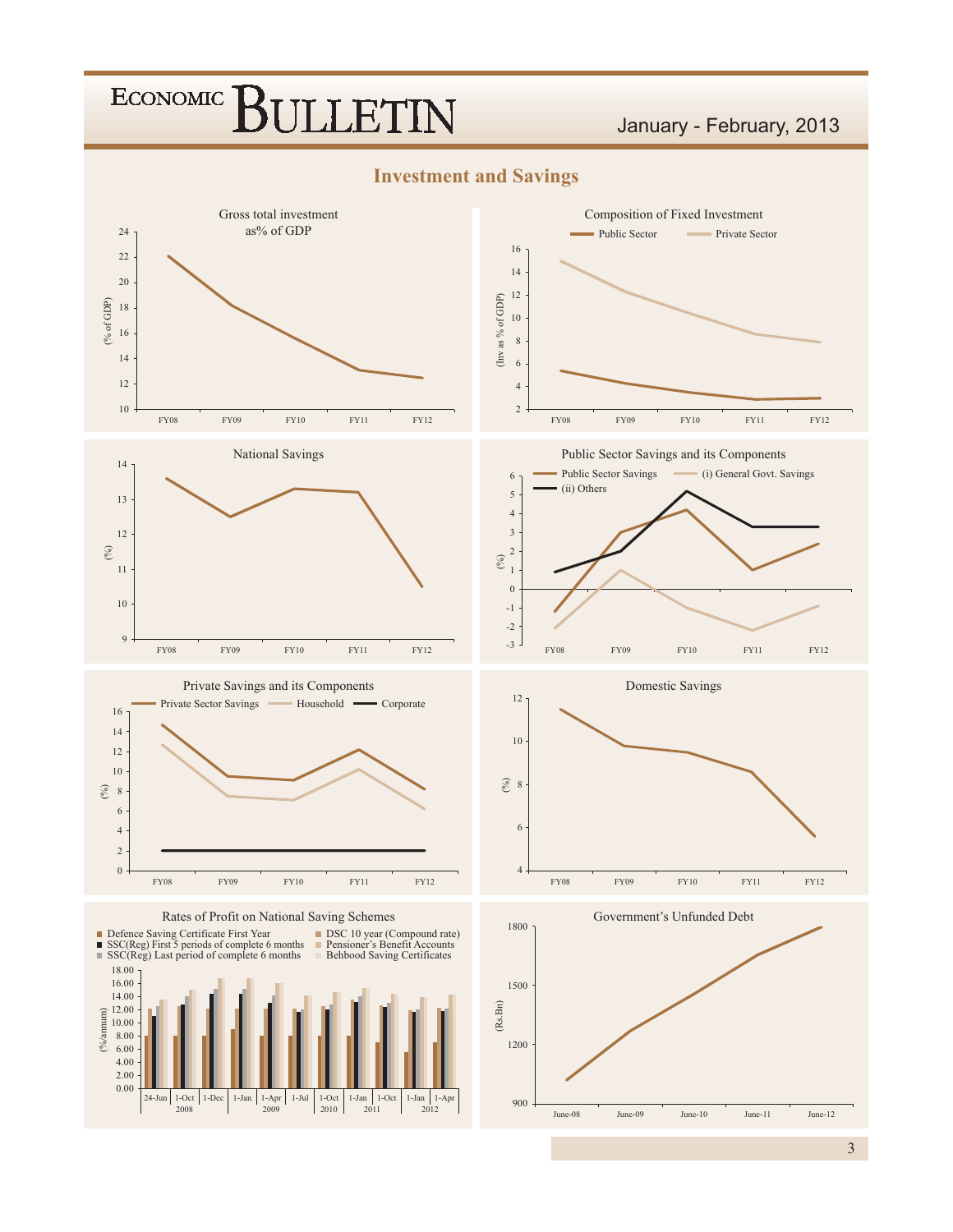# Investment and Savings

Gross total investment as% of GDP

Composition of Fixed Investment

National Savings

Public Sector Savings and its Components

Private Savings and its Components

Domestic Savings

Rates of Profit on National Saving Schemes

Government's Unfunded Debt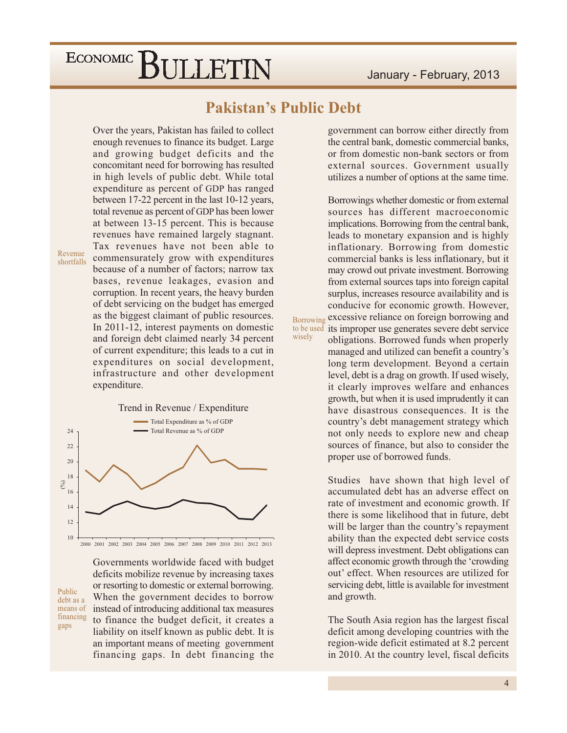## Pakistan's Public Debt

Over the years, Pakistan has failed to collect enough revenues to finance its budget. Large and growing budget deficits and the concomitant need for borrowing has resulted in high levels of public debt. While total expenditure as percent of GDP has ranged between 17-22 percent in the last 10-12 years, total revenue as percent of GDP has been lower at between 13-15 percent. This is because revenues have remained largely stagnant. Tax revenues have not been able to commensurately grow with expenditures because of a number of factors; narrow tax bases, revenue leakages, evasion and corruption. In recent years, the heavy burden of debt servicing on the budget has emerged as the biggest claimant of public resources. In 2011-12, interest payments on domestic and foreign debt claimed nearly 34 percent of current expenditure; this leads to a cut in expenditures on social development, infrastructure and other development expenditure.

*Revenue shortfalls*

**Trend in Revenue / Expenditure**

(Chart: Total Expenditure as % of GDP; Total Revenue as % of GDP; y-axis (%) 10–24; x-axis 2000–2013)

Governments worldwide faced with budget deficits mobilize revenue by increasing taxes or resorting to domestic or external borrowing. When the government decides to borrow instead of introducing additional tax measures to finance the budget deficit, it creates a liability on itself known as public debt. It is an important means of meeting government financing gaps. In debt financing the government can borrow either directly from the central bank, domestic commercial banks, or from domestic non-bank sectors or from external sources. Government usually utilizes a number of options at the same time.

*Public debt as a means of financing gaps*

Borrowings whether domestic or from external sources has different macroeconomic implications. Borrowing from the central bank, leads to monetary expansion and is highly inflationary. Borrowing from domestic commercial banks is less inflationary, but it may crowd out private investment. Borrowing from external sources taps into foreign capital surplus, increases resource availability and is conducive for economic growth. However, excessive reliance on foreign borrowing and its improper use generates severe debt service obligations. Borrowed funds when properly managed and utilized can benefit a country's long term development. Beyond a certain level, debt is a drag on growth. If used wisely, it clearly improves welfare and enhances growth, but when it is used imprudently it can have disastrous consequences. It is the country's debt management strategy which not only needs to explore new and cheap sources of finance, but also to consider the proper use of borrowed funds.

*Borrowing to be used wisely*

Studies have shown that high level of accumulated debt has an adverse effect on rate of investment and economic growth. If there is some likelihood that in future, debt will be larger than the country's repayment ability than the expected debt service costs will depress investment. Debt obligations can affect economic growth through the 'crowding out' effect. When resources are utilized for servicing debt, little is available for investment and growth.

The South Asia region has the largest fiscal deficit among developing countries with the region-wide deficit estimated at 8.2 percent in 2010. At the country level, fiscal deficits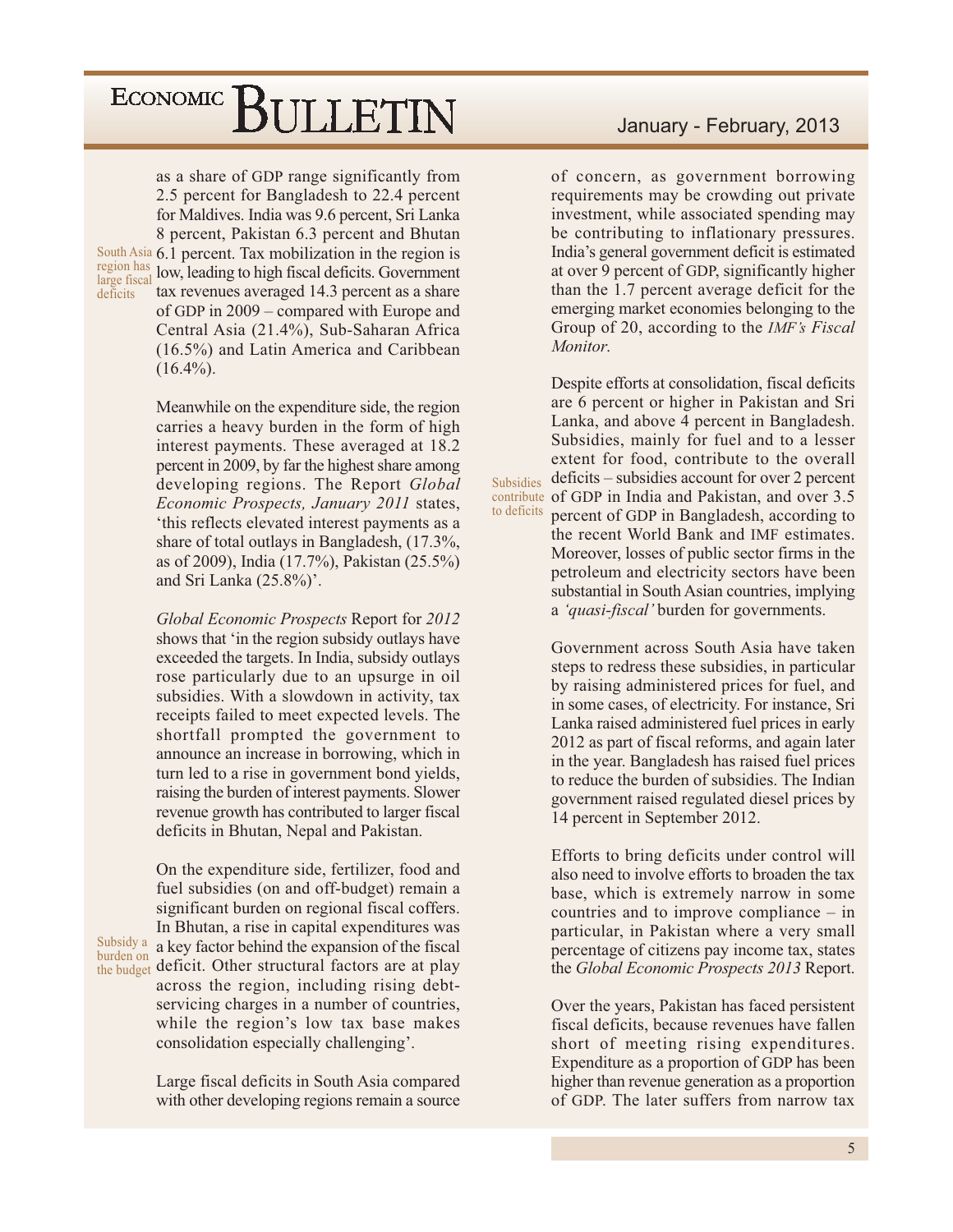as a share of GDP range significantly from 2.5 percent for Bangladesh to 22.4 percent for Maldives. India was 9.6 percent, Sri Lanka 8 percent, Pakistan 6.3 percent and Bhutan 6.1 percent. Tax mobilization in the region is low, leading to high fiscal deficits. Government tax revenues averaged 14.3 percent as a share of GDP in 2009 – compared with Europe and Central Asia (21.4%), Sub-Saharan Africa (16.5%) and Latin America and Caribbean (16.4%).

Meanwhile on the expenditure side, the region carries a heavy burden in the form of high interest payments. These averaged at 18.2 percent in 2009, by far the highest share among developing regions. The Report *Global Economic Prospects, January 2011* states, 'this reflects elevated interest payments as a share of total outlays in Bangladesh, (17.3%, as of 2009), India (17.7%), Pakistan (25.5%) and Sri Lanka (25.8%)'.

*Global Economic Prospects* Report for *2012* shows that 'in the region subsidy outlays have exceeded the targets. In India, subsidy outlays rose particularly due to an upsurge in oil subsidies. With a slowdown in activity, tax receipts failed to meet expected levels. The shortfall prompted the government to announce an increase in borrowing, which in turn led to a rise in government bond yields, raising the burden of interest payments. Slower revenue growth has contributed to larger fiscal deficits in Bhutan, Nepal and Pakistan.

On the expenditure side, fertilizer, food and fuel subsidies (on and off-budget) remain a significant burden on regional fiscal coffers. In Bhutan, a rise in capital expenditures was a key factor behind the expansion of the fiscal deficit. Other structural factors are at play across the region, including rising debt-servicing charges in a number of countries, while the region's low tax base makes consolidation especially challenging'.

Large fiscal deficits in South Asia compared with other developing regions remain a source of concern, as government borrowing requirements may be crowding out private investment, while associated spending may be contributing to inflationary pressures. India's general government deficit is estimated at over 9 percent of GDP, significantly higher than the 1.7 percent average deficit for the emerging market economies belonging to the Group of 20, according to the *IMF's Fiscal Monitor*.

Despite efforts at consolidation, fiscal deficits are 6 percent or higher in Pakistan and Sri Lanka, and above 4 percent in Bangladesh. Subsidies, mainly for fuel and to a lesser extent for food, contribute to the overall deficits – subsidies account for over 2 percent of GDP in India and Pakistan, and over 3.5 percent of GDP in Bangladesh, according to the recent World Bank and IMF estimates. Moreover, losses of public sector firms in the petroleum and electricity sectors have been substantial in South Asian countries, implying a *'quasi-fiscal'* burden for governments.

Government across South Asia have taken steps to redress these subsidies, in particular by raising administered prices for fuel, and in some cases, of electricity. For instance, Sri Lanka raised administered fuel prices in early 2012 as part of fiscal reforms, and again later in the year. Bangladesh has raised fuel prices to reduce the burden of subsidies. The Indian government raised regulated diesel prices by 14 percent in September 2012.

Efforts to bring deficits under control will also need to involve efforts to broaden the tax base, which is extremely narrow in some countries and to improve compliance – in particular, in Pakistan where a very small percentage of citizens pay income tax, states the *Global Economic Prospects 2013* Report.

Over the years, Pakistan has faced persistent fiscal deficits, because revenues have fallen short of meeting rising expenditures. Expenditure as a proportion of GDP has been higher than revenue generation as a proportion of GDP. The later suffers from narrow tax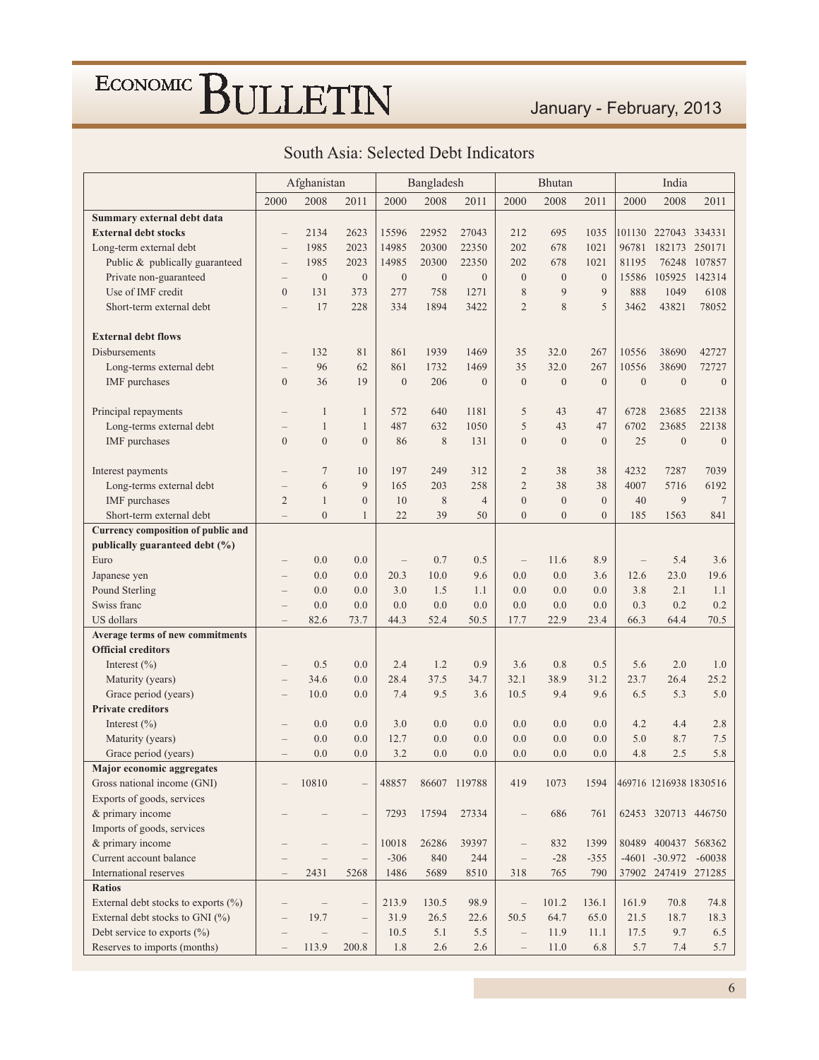## South Asia: Selected Debt Indicators

| | Afghanistan | | | Bangladesh | | | Bhutan | | | India | | |
|---|---|---|---|---|---|---|---|---|---|---|---|---|
| | 2000 | 2008 | 2011 | 2000 | 2008 | 2011 | 2000 | 2008 | 2011 | 2000 | 2008 | 2011 |
| **Summary external debt data** | | | | | | | | | | | | |
| **External debt stocks** | – | 2134 | 2623 | 15596 | 22952 | 27043 | 212 | 695 | 1035 | 101130 | 227043 | 334331 |
| Long-term external debt | – | 1985 | 2023 | 14985 | 20300 | 22350 | 202 | 678 | 1021 | 96781 | 182173 | 250171 |
| Public & publically guaranteed | – | 1985 | 2023 | 14985 | 20300 | 22350 | 202 | 678 | 1021 | 81195 | 76248 | 107857 |
| Private non-guaranteed | – | 0 | 0 | 0 | 0 | 0 | 0 | 0 | 0 | 15586 | 105925 | 142314 |
| Use of IMF credit | 0 | 131 | 373 | 277 | 758 | 1271 | 8 | 9 | 9 | 888 | 1049 | 6108 |
| Short-term external debt | – | 17 | 228 | 334 | 1894 | 3422 | 2 | 8 | 5 | 3462 | 43821 | 78052 |
| **External debt flows** | | | | | | | | | | | | |
| Disbursements | – | 132 | 81 | 861 | 1939 | 1469 | 35 | 32.0 | 267 | 10556 | 38690 | 42727 |
| Long-terms external debt | – | 96 | 62 | 861 | 1732 | 1469 | 35 | 32.0 | 267 | 10556 | 38690 | 72727 |
| IMF purchases | 0 | 36 | 19 | 0 | 206 | 0 | 0 | 0 | 0 | 0 | 0 | 0 |
| Principal repayments | – | 1 | 1 | 572 | 640 | 1181 | 5 | 43 | 47 | 6728 | 23685 | 22138 |
| Long-terms external debt | – | 1 | 1 | 487 | 632 | 1050 | 5 | 43 | 47 | 6702 | 23685 | 22138 |
| IMF purchases | 0 | 0 | 0 | 86 | 8 | 131 | 0 | 0 | 0 | 25 | 0 | 0 |
| Interest payments | – | 7 | 10 | 197 | 249 | 312 | 2 | 38 | 38 | 4232 | 7287 | 7039 |
| Long-terms external debt | – | 6 | 9 | 165 | 203 | 258 | 2 | 38 | 38 | 4007 | 5716 | 6192 |
| IMF purchases | 2 | 1 | 0 | 10 | 8 | 4 | 0 | 0 | 0 | 40 | 9 | 7 |
| Short-term external debt | – | 0 | 1 | 22 | 39 | 50 | 0 | 0 | 0 | 185 | 1563 | 841 |
| **Currency composition of public and publically guaranteed debt (%)** | | | | | | | | | | | | |
| Euro | – | 0.0 | 0.0 | – | 0.7 | 0.5 | – | 11.6 | 8.9 | – | 5.4 | 3.6 |
| Japanese yen | – | 0.0 | 0.0 | 20.3 | 10.0 | 9.6 | 0.0 | 0.0 | 3.6 | 12.6 | 23.0 | 19.6 |
| Pound Sterling | – | 0.0 | 0.0 | 3.0 | 1.5 | 1.1 | 0.0 | 0.0 | 0.0 | 3.8 | 2.1 | 1.1 |
| Swiss franc | – | 0.0 | 0.0 | 0.0 | 0.0 | 0.0 | 0.0 | 0.0 | 0.0 | 0.3 | 0.2 | 0.2 |
| US dollars | – | 82.6 | 73.7 | 44.3 | 52.4 | 50.5 | 17.7 | 22.9 | 23.4 | 66.3 | 64.4 | 70.5 |
| **Average terms of new commitments** | | | | | | | | | | | | |
| **Official creditors** | | | | | | | | | | | | |
| Interest (%) | – | 0.5 | 0.0 | 2.4 | 1.2 | 0.9 | 3.6 | 0.8 | 0.5 | 5.6 | 2.0 | 1.0 |
| Maturity (years) | – | 34.6 | 0.0 | 28.4 | 37.5 | 34.7 | 32.1 | 38.9 | 31.2 | 23.7 | 26.4 | 25.2 |
| Grace period (years) | – | 10.0 | 0.0 | 7.4 | 9.5 | 3.6 | 10.5 | 9.4 | 9.6 | 6.5 | 5.3 | 5.0 |
| **Private creditors** | | | | | | | | | | | | |
| Interest (%) | – | 0.0 | 0.0 | 3.0 | 0.0 | 0.0 | 0.0 | 0.0 | 0.0 | 4.2 | 4.4 | 2.8 |
| Maturity (years) | – | 0.0 | 0.0 | 12.7 | 0.0 | 0.0 | 0.0 | 0.0 | 0.0 | 5.0 | 8.7 | 7.5 |
| Grace period (years) | – | 0.0 | 0.0 | 3.2 | 0.0 | 0.0 | 0.0 | 0.0 | 0.0 | 4.8 | 2.5 | 5.8 |
| **Major economic aggregates** | | | | | | | | | | | | |
| Gross national income (GNI) | – | 10810 | – | 48857 | 86607 | 119788 | 419 | 1073 | 1594 | 469716 | 1216938 | 1830516 |
| Exports of goods, services & primary income | – | – | – | 7293 | 17594 | 27334 | – | 686 | 761 | 62453 | 320713 | 446750 |
| Imports of goods, services & primary income | – | – | – | 10018 | 26286 | 39397 | – | 832 | 1399 | 80489 | 400437 | 568362 |
| Current account balance | – | – | – | -306 | 840 | 244 | – | -28 | -355 | -4601 | -30.972 | -60038 |
| International reserves | – | 2431 | 5268 | 1486 | 5689 | 8510 | 318 | 765 | 790 | 37902 | 247419 | 271285 |
| **Ratios** | | | | | | | | | | | | |
| External debt stocks to exports (%) | – | – | – | 213.9 | 130.5 | 98.9 | – | 101.2 | 136.1 | 161.9 | 70.8 | 74.8 |
| External debt stocks to GNI (%) | – | 19.7 | – | 31.9 | 26.5 | 22.6 | 50.5 | 64.7 | 65.0 | 21.5 | 18.7 | 18.3 |
| Debt service to exports (%) | – | – | – | 10.5 | 5.1 | 5.5 | – | 11.9 | 11.1 | 17.5 | 9.7 | 6.5 |
| Reserves to imports (months) | – | 113.9 | 200.8 | 1.8 | 2.6 | 2.6 | – | 11.0 | 6.8 | 5.7 | 7.4 | 5.7 |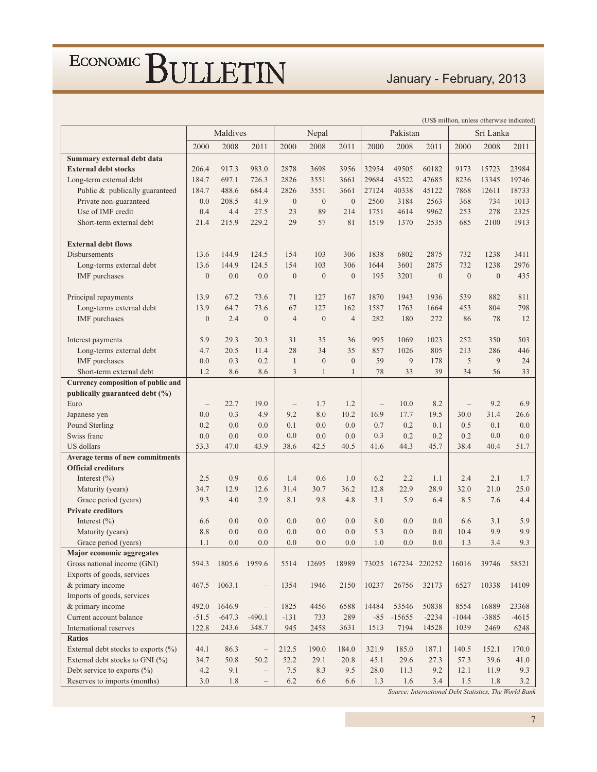(US$ million, unless otherwise indicated)

| | Maldives | | | Nepal | | | Pakistan | | | Sri Lanka | | |
|---|---|---|---|---|---|---|---|---|---|---|---|---|
| | 2000 | 2008 | 2011 | 2000 | 2008 | 2011 | 2000 | 2008 | 2011 | 2000 | 2008 | 2011 |
| **Summary external debt data** | | | | | | | | | | | | |
| **External debt stocks** | 206.4 | 917.3 | 983.0 | 2878 | 3698 | 3956 | 32954 | 49505 | 60182 | 9173 | 15723 | 23984 |
| Long-term external debt | 184.7 | 697.1 | 726.3 | 2826 | 3551 | 3661 | 29684 | 43522 | 47685 | 8236 | 13345 | 19746 |
| Public & publically guaranteed | 184.7 | 488.6 | 684.4 | 2826 | 3551 | 3661 | 27124 | 40338 | 45122 | 7868 | 12611 | 18733 |
| Private non-guaranteed | 0.0 | 208.5 | 41.9 | 0 | 0 | 0 | 2560 | 3184 | 2563 | 368 | 734 | 1013 |
| Use of IMF credit | 0.4 | 4.4 | 27.5 | 23 | 89 | 214 | 1751 | 4614 | 9962 | 253 | 278 | 2325 |
| Short-term external debt | 21.4 | 215.9 | 229.2 | 29 | 57 | 81 | 1519 | 1370 | 2535 | 685 | 2100 | 1913 |
| **External debt flows** | | | | | | | | | | | | |
| Disbursements | 13.6 | 144.9 | 124.5 | 154 | 103 | 306 | 1838 | 6802 | 2875 | 732 | 1238 | 3411 |
| Long-terms external debt | 13.6 | 144.9 | 124.5 | 154 | 103 | 306 | 1644 | 3601 | 2875 | 732 | 1238 | 2976 |
| IMF purchases | 0 | 0.0 | 0.0 | 0 | 0 | 0 | 195 | 3201 | 0 | 0 | 0 | 435 |
| Principal repayments | 13.9 | 67.2 | 73.6 | 71 | 127 | 167 | 1870 | 1943 | 1936 | 539 | 882 | 811 |
| Long-terms external debt | 13.9 | 64.7 | 73.6 | 67 | 127 | 162 | 1587 | 1763 | 1664 | 453 | 804 | 798 |
| IMF purchases | 0 | 2.4 | 0 | 4 | 0 | 4 | 282 | 180 | 272 | 86 | 78 | 12 |
| Interest payments | 5.9 | 29.3 | 20.3 | 31 | 35 | 36 | 995 | 1069 | 1023 | 252 | 350 | 503 |
| Long-terms external debt | 4.7 | 20.5 | 11.4 | 28 | 34 | 35 | 857 | 1026 | 805 | 213 | 286 | 446 |
| IMF purchases | 0.0 | 0.3 | 0.2 | 1 | 0 | 0 | 59 | 9 | 178 | 5 | 9 | 24 |
| Short-term external debt | 1.2 | 8.6 | 8.6 | 3 | 1 | 1 | 78 | 33 | 39 | 34 | 56 | 33 |
| **Currency composition of public and publically guaranteed debt (%)** | | | | | | | | | | | | |
| Euro | – | 22.7 | 19.0 | – | 1.7 | 1.2 | – | 10.0 | 8.2 | – | 9.2 | 6.9 |
| Japanese yen | 0.0 | 0.3 | 4.9 | 9.2 | 8.0 | 10.2 | 16.9 | 17.7 | 19.5 | 30.0 | 31.4 | 26.6 |
| Pound Sterling | 0.2 | 0.0 | 0.0 | 0.1 | 0.0 | 0.0 | 0.7 | 0.2 | 0.1 | 0.5 | 0.1 | 0.0 |
| Swiss franc | 0.0 | 0.0 | 0.0 | 0.0 | 0.0 | 0.0 | 0.3 | 0.2 | 0.2 | 0.2 | 0.0 | 0.0 |
| US dollars | 53.3 | 47.0 | 43.9 | 38.6 | 42.5 | 40.5 | 41.6 | 44.3 | 45.7 | 38.4 | 40.4 | 51.7 |
| **Average terms of new commitments** | | | | | | | | | | | | |
| **Official creditors** | | | | | | | | | | | | |
| Interest (%) | 2.5 | 0.9 | 0.6 | 1.4 | 0.6 | 1.0 | 6.2 | 2.2 | 1.1 | 2.4 | 2.1 | 1.7 |
| Maturity (years) | 34.7 | 12.9 | 12.6 | 31.4 | 30.7 | 36.2 | 12.8 | 22.9 | 28.9 | 32.0 | 21.0 | 25.0 |
| Grace period (years) | 9.3 | 4.0 | 2.9 | 8.1 | 9.8 | 4.8 | 3.1 | 5.9 | 6.4 | 8.5 | 7.6 | 4.4 |
| **Private creditors** | | | | | | | | | | | | |
| Interest (%) | 6.6 | 0.0 | 0.0 | 0.0 | 0.0 | 0.0 | 8.0 | 0.0 | 0.0 | 6.6 | 3.1 | 5.9 |
| Maturity (years) | 8.8 | 0.0 | 0.0 | 0.0 | 0.0 | 0.0 | 5.3 | 0.0 | 0.0 | 10.4 | 9.9 | 9.9 |
| Grace period (years) | 1.1 | 0.0 | 0.0 | 0.0 | 0.0 | 0.0 | 1.0 | 0.0 | 0.0 | 1.3 | 3.4 | 9.3 |
| **Major economic aggregates** | | | | | | | | | | | | |
| Gross national income (GNI) | 594.3 | 1805.6 | 1959.6 | 5514 | 12695 | 18989 | 73025 | 167234 | 220252 | 16016 | 39746 | 58521 |
| Exports of goods, services & primary income | 467.5 | 1063.1 | – | 1354 | 1946 | 2150 | 10237 | 26756 | 32173 | 6527 | 10338 | 14109 |
| Imports of goods, services & primary income | 492.0 | 1646.9 | – | 1825 | 4456 | 6588 | 14484 | 53546 | 50838 | 8554 | 16889 | 23368 |
| Current account balance | -51.5 | -647.3 | -490.1 | -131 | 733 | 289 | -85 | -15655 | -2234 | -1044 | -3885 | -4615 |
| International reserves | 122.8 | 243.6 | 348.7 | 945 | 2458 | 3631 | 1513 | 7194 | 14528 | 1039 | 2469 | 6248 |
| **Ratios** | | | | | | | | | | | | |
| External debt stocks to exports (%) | 44.1 | 86.3 | – | 212.5 | 190.0 | 184.0 | 321.9 | 185.0 | 187.1 | 140.5 | 152.1 | 170.0 |
| External debt stocks to GNI (%) | 34.7 | 50.8 | 50.2 | 52.2 | 29.1 | 20.8 | 45.1 | 29.6 | 27.3 | 57.3 | 39.6 | 41.0 |
| Debt service to exports (%) | 4.2 | 9.1 | – | 7.5 | 8.3 | 9.5 | 28.0 | 11.3 | 9.2 | 12.1 | 11.9 | 9.3 |
| Reserves to imports (months) | 3.0 | 1.8 | – | 6.2 | 6.6 | 6.6 | 1.3 | 1.6 | 3.4 | 1.5 | 1.8 | 3.2 |

*Source: International Debt Statistics, The World Bank*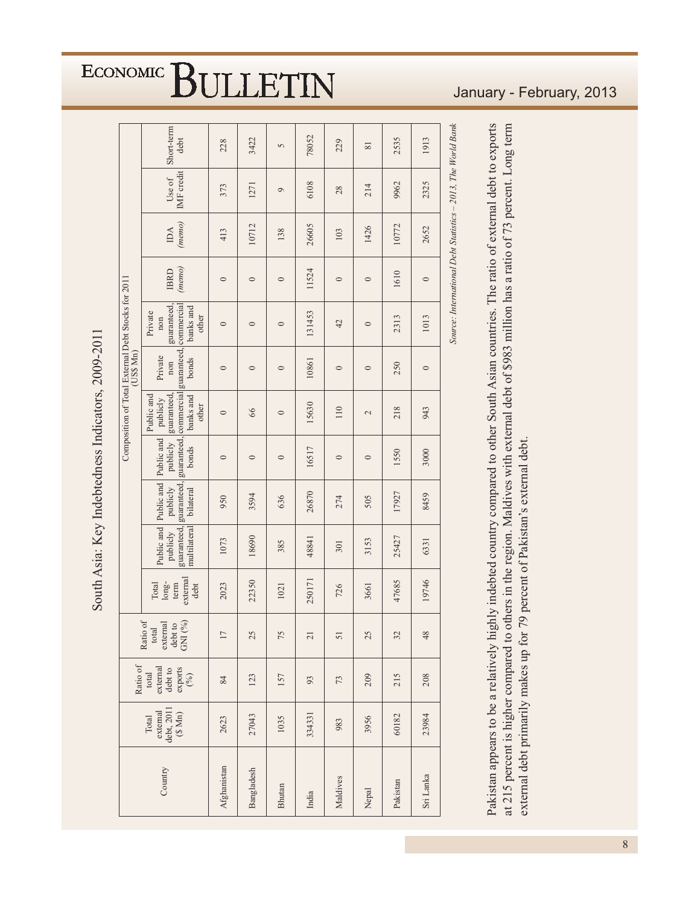## South Asia: Key Indebtedness Indicators, 2009-2011

| Country | Total external debt, 2011 ($ Mn) | Ratio of total external debt to exports (%) | Ratio of total external debt to GNI (%) | Composition of Total External Debt Stocks for 2011 (US$ Mn) | | | | | | | | | | |
|---|---|---|---|---|---|---|---|---|---|---|---|---|---|---|
| | | | | Total long-term external debt | Public and publicly guaranteed, multilateral | Public and publicly guaranteed, bilateral | Public and publicly guaranteed, bonds | Public and publicly guaranteed, commercial banks and other | Private non guaranteed, bonds | Private non guaranteed, commercial banks and other | IBRD *(memo)* | IDA *(memo)* | Use of IMF credit | Short-term debt |
| Afghanistan | 2623 | 84 | 17 | 2023 | 1073 | 950 | 0 | 0 | 0 | 0 | 0 | 413 | 373 | 228 |
| Bangladesh | 27043 | 123 | 25 | 22350 | 18690 | 3594 | 0 | 66 | 0 | 0 | 0 | 10712 | 1271 | 3422 |
| Bhutan | 1035 | 157 | 75 | 1021 | 385 | 636 | 0 | 0 | 0 | 0 | 0 | 138 | 9 | 5 |
| India | 334331 | 93 | 21 | 250171 | 48841 | 26870 | 16517 | 15630 | 10861 | 131453 | 11524 | 26605 | 6108 | 78052 |
| Maldives | 983 | 73 | 51 | 726 | 301 | 274 | 0 | 110 | 0 | 42 | 0 | 103 | 28 | 229 |
| Nepal | 3956 | 209 | 25 | 3661 | 3153 | 505 | 0 | 2 | 0 | 0 | 0 | 1426 | 214 | 81 |
| Pakistan | 60182 | 215 | 32 | 47685 | 25427 | 17927 | 1550 | 218 | 250 | 2313 | 1610 | 10772 | 9962 | 2535 |
| Sri Lanka | 23984 | 208 | 48 | 19746 | 6331 | 8459 | 3000 | 943 | 0 | 1013 | 0 | 2652 | 2325 | 1913 |

*Source: International Debt Statistics – 2013, The World Bank*

Pakistan appears to be a relatively highly indebted country compared to other South Asian countries. The ratio of external debt to exports at 215 percent is higher compared to others in the region. Maldives with external debt of $983 million has a ratio of 73 percent. Long term external debt primarily makes up for 79 percent of Pakistan's external debt.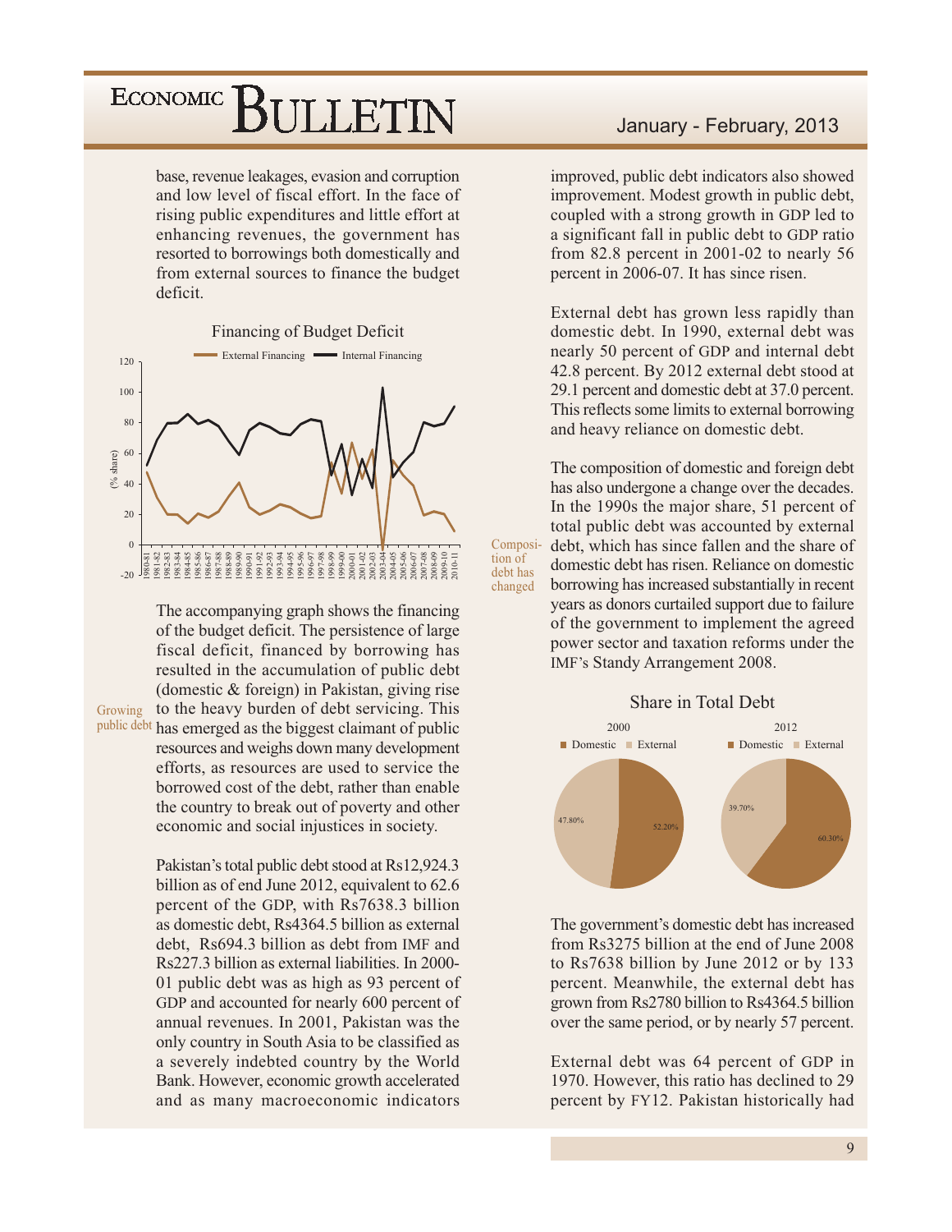base, revenue leakages, evasion and corruption and low level of fiscal effort. In the face of rising public expenditures and little effort at enhancing revenues, the government has resorted to borrowings both domestically and from external sources to finance the budget deficit.

Financing of Budget Deficit

The accompanying graph shows the financing of the budget deficit. The persistence of large fiscal deficit, financed by borrowing has resulted in the accumulation of public debt (domestic & foreign) in Pakistan, giving rise to the heavy burden of debt servicing. This has emerged as the biggest claimant of public resources and weighs down many development efforts, as resources are used to service the borrowed cost of the debt, rather than enable the country to break out of poverty and other economic and social injustices in society.

*Growing public debt*

Pakistan's total public debt stood at Rs12,924.3 billion as of end June 2012, equivalent to 62.6 percent of the GDP, with Rs7638.3 billion as domestic debt, Rs4364.5 billion as external debt, Rs694.3 billion as debt from IMF and Rs227.3 billion as external liabilities. In 2000-01 public debt was as high as 93 percent of GDP and accounted for nearly 600 percent of annual revenues. In 2001, Pakistan was the only country in South Asia to be classified as a severely indebted country by the World Bank. However, economic growth accelerated and as many macroeconomic indicators improved, public debt indicators also showed improvement. Modest growth in public debt, coupled with a strong growth in GDP led to a significant fall in public debt to GDP ratio from 82.8 percent in 2001-02 to nearly 56 percent in 2006-07. It has since risen.

External debt has grown less rapidly than domestic debt. In 1990, external debt was nearly 50 percent of GDP and internal debt 42.8 percent. By 2012 external debt stood at 29.1 percent and domestic debt at 37.0 percent. This reflects some limits to external borrowing and heavy reliance on domestic debt.

*Composition of debt has changed*

The composition of domestic and foreign debt has also undergone a change over the decades. In the 1990s the major share, 51 percent of total public debt was accounted by external debt, which has since fallen and the share of domestic debt has risen. Reliance on domestic borrowing has increased substantially in recent years as donors curtailed support due to failure of the government to implement the agreed power sector and taxation reforms under the IMF's Standy Arrangement 2008.

Share in Total Debt

| | Domestic | External |
|---|---|---|
| 2000 | 52.20% | 47.80% |
| 2012 | 60.30% | 39.70% |

The government's domestic debt has increased from Rs3275 billion at the end of June 2008 to Rs7638 billion by June 2012 or by 133 percent. Meanwhile, the external debt has grown from Rs2780 billion to Rs4364.5 billion over the same period, or by nearly 57 percent.

External debt was 64 percent of GDP in 1970. However, this ratio has declined to 29 percent by FY12. Pakistan historically had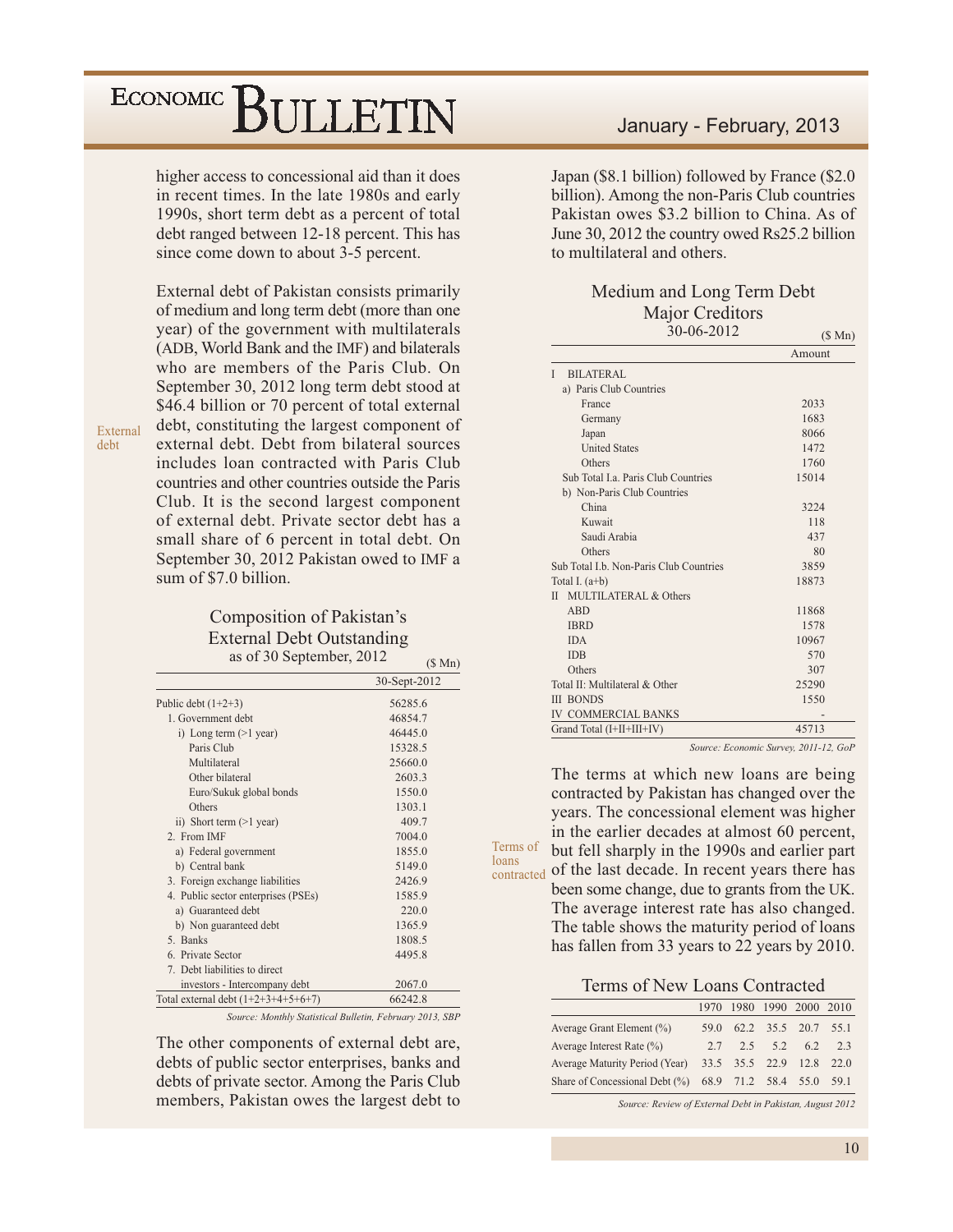higher access to concessional aid than it does in recent times. In the late 1980s and early 1990s, short term debt as a percent of total debt ranged between 12-18 percent. This has since come down to about 3-5 percent.

External debt

External debt of Pakistan consists primarily of medium and long term debt (more than one year) of the government with multilaterals (ADB, World Bank and the IMF) and bilaterals who are members of the Paris Club. On September 30, 2012 long term debt stood at \$46.4 billion or 70 percent of total external debt, constituting the largest component of external debt. Debt from bilateral sources includes loan contracted with Paris Club countries and other countries outside the Paris Club. It is the second largest component of external debt. Private sector debt has a small share of 6 percent in total debt. On September 30, 2012 Pakistan owed to IMF a sum of \$7.0 billion.

### Composition of Pakistan's External Debt Outstanding as of 30 September, 2012

(\$ Mn)

| | 30-Sept-2012 |
|---|---|
| Public debt (1+2+3) | 56285.6 |
| 1. Government debt | 46854.7 |
| i) Long term (>1 year) | 46445.0 |
| Paris Club | 15328.5 |
| Multilateral | 25660.0 |
| Other bilateral | 2603.3 |
| Euro/Sukuk global bonds | 1550.0 |
| Others | 1303.1 |
| ii) Short term (>1 year) | 409.7 |
| 2. From IMF | 7004.0 |
| a) Federal government | 1855.0 |
| b) Central bank | 5149.0 |
| 3. Foreign exchange liabilities | 2426.9 |
| 4. Public sector enterprises (PSEs) | 1585.9 |
| a) Guaranteed debt | 220.0 |
| b) Non guaranteed debt | 1365.9 |
| 5. Banks | 1808.5 |
| 6. Private Sector | 4495.8 |
| 7. Debt liabilities to direct investors - Intercompany debt | 2067.0 |
| Total external debt (1+2+3+4+5+6+7) | 66242.8 |

*Source: Monthly Statistical Bulletin, February 2013, SBP*

The other components of external debt are, debts of public sector enterprises, banks and debts of private sector. Among the Paris Club members, Pakistan owes the largest debt to Japan (\$8.1 billion) followed by France (\$2.0 billion). Among the non-Paris Club countries Pakistan owes \$3.2 billion to China. As of June 30, 2012 the country owed Rs25.2 billion to multilateral and others.

### Medium and Long Term Debt Major Creditors 30-06-2012

(\$ Mn)

| | Amount |
|---|---|
| I BILATERAL | |
| a) Paris Club Countries | |
| France | 2033 |
| Germany | 1683 |
| Japan | 8066 |
| United States | 1472 |
| Others | 1760 |
| Sub Total I.a. Paris Club Countries | 15014 |
| b) Non-Paris Club Countries | |
| China | 3224 |
| Kuwait | 118 |
| Saudi Arabia | 437 |
| Others | 80 |
| Sub Total I.b. Non-Paris Club Countries | 3859 |
| Total I. (a+b) | 18873 |
| II MULTILATERAL & Others | |
| ABD | 11868 |
| IBRD | 1578 |
| IDA | 10967 |
| IDB | 570 |
| Others | 307 |
| Total II: Multilateral & Other | 25290 |
| III BONDS | 1550 |
| IV COMMERCIAL BANKS | - |
| Grand Total (I+II+III+IV) | 45713 |

*Source: Economic Survey, 2011-12, GoP*

Terms of loans contracted

The terms at which new loans are being contracted by Pakistan has changed over the years. The concessional element was higher in the earlier decades at almost 60 percent, but fell sharply in the 1990s and earlier part of the last decade. In recent years there has been some change, due to grants from the UK. The average interest rate has also changed. The table shows the maturity period of loans has fallen from 33 years to 22 years by 2010.

### Terms of New Loans Contracted

| | 1970 | 1980 | 1990 | 2000 | 2010 |
|---|---|---|---|---|---|
| Average Grant Element (%) | 59.0 | 62.2 | 35.5 | 20.7 | 55.1 |
| Average Interest Rate (%) | 2.7 | 2.5 | 5.2 | 6.2 | 2.3 |
| Average Maturity Period (Year) | 33.5 | 35.5 | 22.9 | 12.8 | 22.0 |
| Share of Concessional Debt (%) | 68.9 | 71.2 | 58.4 | 55.0 | 59.1 |

*Source: Review of External Debt in Pakistan, August 2012*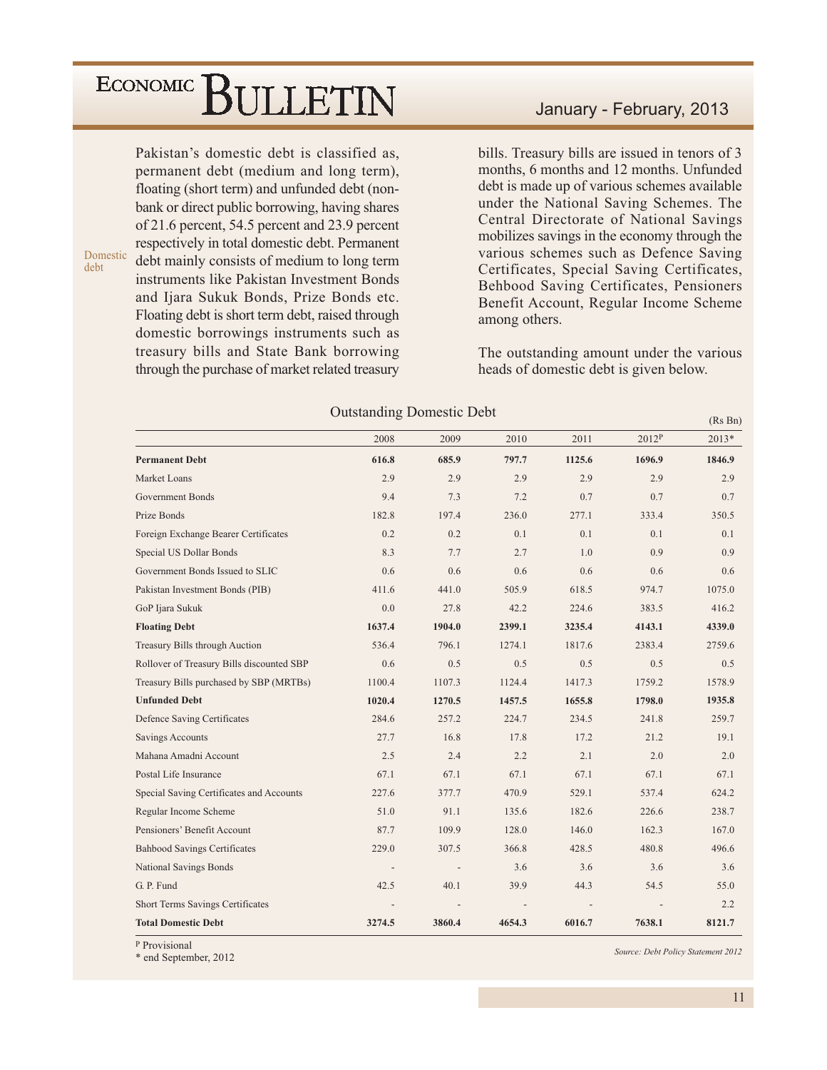Domestic debt

Pakistan's domestic debt is classified as, permanent debt (medium and long term), floating (short term) and unfunded debt (non-bank or direct public borrowing, having shares of 21.6 percent, 54.5 percent and 23.9 percent respectively in total domestic debt. Permanent debt mainly consists of medium to long term instruments like Pakistan Investment Bonds and Ijara Sukuk Bonds, Prize Bonds etc. Floating debt is short term debt, raised through domestic borrowings instruments such as treasury bills and State Bank borrowing through the purchase of market related treasury bills. Treasury bills are issued in tenors of 3 months, 6 months and 12 months. Unfunded debt is made up of various schemes available under the National Saving Schemes. The Central Directorate of National Savings mobilizes savings in the economy through the various schemes such as Defence Saving Certificates, Special Saving Certificates, Behbood Saving Certificates, Pensioners Benefit Account, Regular Income Scheme among others.

The outstanding amount under the various heads of domestic debt is given below.

**Outstanding Domestic Debt**

(Rs Bn)

| | 2008 | 2009 | 2010 | 2011 | 2012P | 2013* |
|---|---|---|---|---|---|---|
| **Permanent Debt** | **616.8** | **685.9** | **797.7** | **1125.6** | **1696.9** | **1846.9** |
| Market Loans | 2.9 | 2.9 | 2.9 | 2.9 | 2.9 | 2.9 |
| Government Bonds | 9.4 | 7.3 | 7.2 | 0.7 | 0.7 | 0.7 |
| Prize Bonds | 182.8 | 197.4 | 236.0 | 277.1 | 333.4 | 350.5 |
| Foreign Exchange Bearer Certificates | 0.2 | 0.2 | 0.1 | 0.1 | 0.1 | 0.1 |
| Special US Dollar Bonds | 8.3 | 7.7 | 2.7 | 1.0 | 0.9 | 0.9 |
| Government Bonds Issued to SLIC | 0.6 | 0.6 | 0.6 | 0.6 | 0.6 | 0.6 |
| Pakistan Investment Bonds (PIB) | 411.6 | 441.0 | 505.9 | 618.5 | 974.7 | 1075.0 |
| GoP Ijara Sukuk | 0.0 | 27.8 | 42.2 | 224.6 | 383.5 | 416.2 |
| **Floating Debt** | **1637.4** | **1904.0** | **2399.1** | **3235.4** | **4143.1** | **4339.0** |
| Treasury Bills through Auction | 536.4 | 796.1 | 1274.1 | 1817.6 | 2383.4 | 2759.6 |
| Rollover of Treasury Bills discounted SBP | 0.6 | 0.5 | 0.5 | 0.5 | 0.5 | 0.5 |
| Treasury Bills purchased by SBP (MRTBs) | 1100.4 | 1107.3 | 1124.4 | 1417.3 | 1759.2 | 1578.9 |
| **Unfunded Debt** | **1020.4** | **1270.5** | **1457.5** | **1655.8** | **1798.0** | **1935.8** |
| Defence Saving Certificates | 284.6 | 257.2 | 224.7 | 234.5 | 241.8 | 259.7 |
| Savings Accounts | 27.7 | 16.8 | 17.8 | 17.2 | 21.2 | 19.1 |
| Mahana Amadni Account | 2.5 | 2.4 | 2.2 | 2.1 | 2.0 | 2.0 |
| Postal Life Insurance | 67.1 | 67.1 | 67.1 | 67.1 | 67.1 | 67.1 |
| Special Saving Certificates and Accounts | 227.6 | 377.7 | 470.9 | 529.1 | 537.4 | 624.2 |
| Regular Income Scheme | 51.0 | 91.1 | 135.6 | 182.6 | 226.6 | 238.7 |
| Pensioners' Benefit Account | 87.7 | 109.9 | 128.0 | 146.0 | 162.3 | 167.0 |
| Bahbood Savings Certificates | 229.0 | 307.5 | 366.8 | 428.5 | 480.8 | 496.6 |
| National Savings Bonds | - | - | 3.6 | 3.6 | 3.6 | 3.6 |
| G. P. Fund | 42.5 | 40.1 | 39.9 | 44.3 | 54.5 | 55.0 |
| Short Terms Savings Certificates | - | - | - | - | - | 2.2 |
| **Total Domestic Debt** | **3274.5** | **3860.4** | **4654.3** | **6016.7** | **7638.1** | **8121.7** |

P Provisional
\* end September, 2012

*Source: Debt Policy Statement 2012*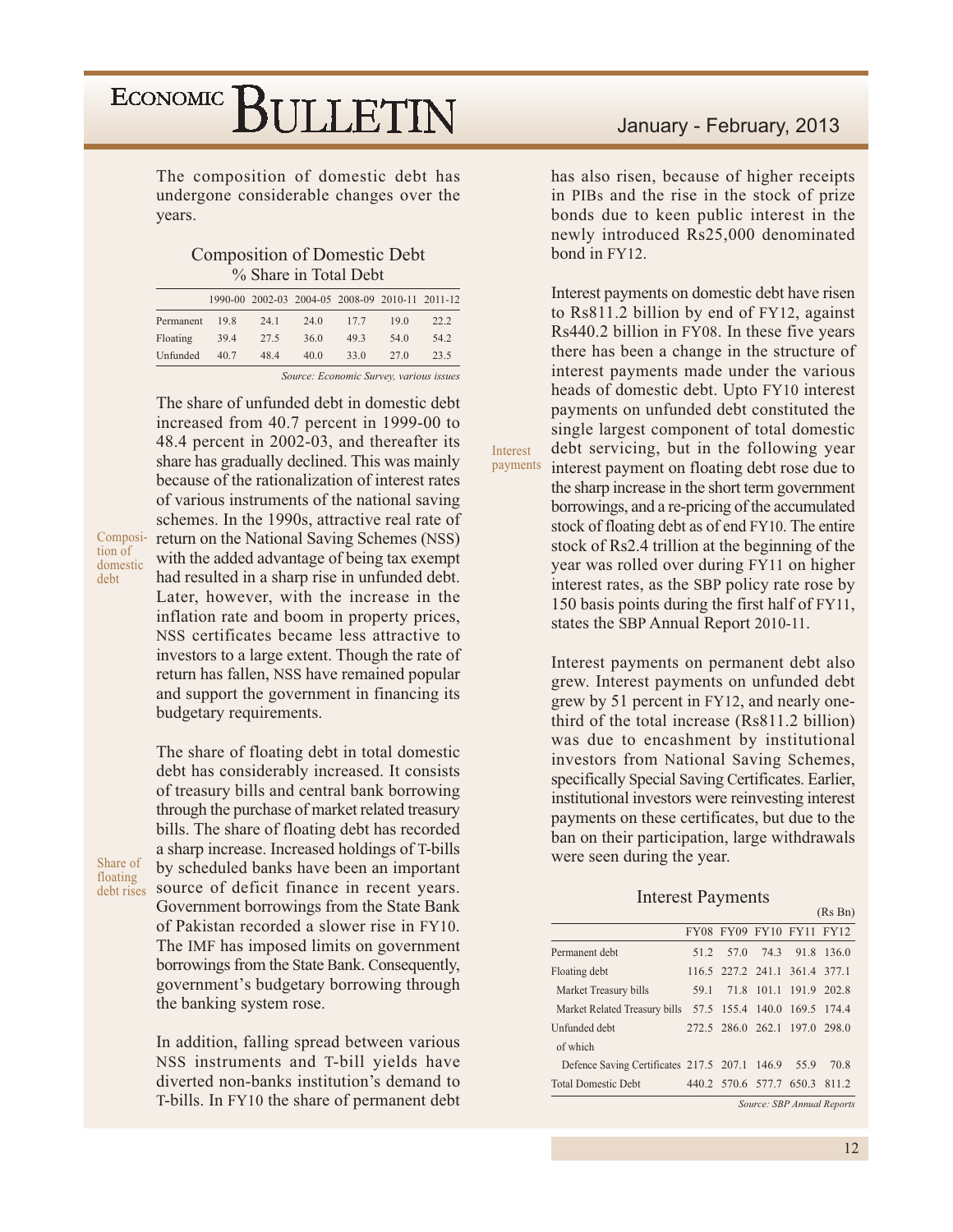The composition of domestic debt has undergone considerable changes over the years.

### Composition of Domestic Debt

% Share in Total Debt

| | 1990-00 | 2002-03 | 2004-05 | 2008-09 | 2010-11 | 2011-12 |
|---|---|---|---|---|---|---|
| Permanent | 19.8 | 24.1 | 24.0 | 17.7 | 19.0 | 22.2 |
| Floating | 39.4 | 27.5 | 36.0 | 49.3 | 54.0 | 54.2 |
| Unfunded | 40.7 | 48.4 | 40.0 | 33.0 | 27.0 | 23.5 |

*Source: Economic Survey, various issues*

**Composition of domestic debt**

The share of unfunded debt in domestic debt increased from 40.7 percent in 1999-00 to 48.4 percent in 2002-03, and thereafter its share has gradually declined. This was mainly because of the rationalization of interest rates of various instruments of the national saving schemes. In the 1990s, attractive real rate of return on the National Saving Schemes (NSS) with the added advantage of being tax exempt had resulted in a sharp rise in unfunded debt. Later, however, with the increase in the inflation rate and boom in property prices, NSS certificates became less attractive to investors to a large extent. Though the rate of return has fallen, NSS have remained popular and support the government in financing its budgetary requirements.

**Share of floating debt rises**

The share of floating debt in total domestic debt has considerably increased. It consists of treasury bills and central bank borrowing through the purchase of market related treasury bills. The share of floating debt has recorded a sharp increase. Increased holdings of T-bills by scheduled banks have been an important source of deficit finance in recent years. Government borrowings from the State Bank of Pakistan recorded a slower rise in FY10. The IMF has imposed limits on government borrowings from the State Bank. Consequently, government's budgetary borrowing through the banking system rose.

In addition, falling spread between various NSS instruments and T-bill yields have diverted non-banks institution's demand to T-bills. In FY10 the share of permanent debt has also risen, because of higher receipts in PIBs and the rise in the stock of prize bonds due to keen public interest in the newly introduced Rs25,000 denominated bond in FY12.

**Interest payments**

Interest payments on domestic debt have risen to Rs811.2 billion by end of FY12, against Rs440.2 billion in FY08. In these five years there has been a change in the structure of interest payments made under the various heads of domestic debt. Upto FY10 interest payments on unfunded debt constituted the single largest component of total domestic debt servicing, but in the following year interest payment on floating debt rose due to the sharp increase in the short term government borrowings, and a re-pricing of the accumulated stock of floating debt as of end FY10. The entire stock of Rs2.4 trillion at the beginning of the year was rolled over during FY11 on higher interest rates, as the SBP policy rate rose by 150 basis points during the first half of FY11, states the SBP Annual Report 2010-11.

Interest payments on permanent debt also grew. Interest payments on unfunded debt grew by 51 percent in FY12, and nearly one-third of the total increase (Rs811.2 billion) was due to encashment by institutional investors from National Saving Schemes, specifically Special Saving Certificates. Earlier, institutional investors were reinvesting interest payments on these certificates, but due to the ban on their participation, large withdrawals were seen during the year.

### Interest Payments

(Rs Bn)

| | FY08 | FY09 | FY10 | FY11 | FY12 |
|---|---|---|---|---|---|
| Permanent debt | 51.2 | 57.0 | 74.3 | 91.8 | 136.0 |
| Floating debt | 116.5 | 227.2 | 241.1 | 361.4 | 377.1 |
| Market Treasury bills | 59.1 | 71.8 | 101.1 | 191.9 | 202.8 |
| Market Related Treasury bills | 57.5 | 155.4 | 140.0 | 169.5 | 174.4 |
| Unfunded debt | 272.5 | 286.0 | 262.1 | 197.0 | 298.0 |
| of which | | | | | |
| Defence Saving Certificates | 217.5 | 207.1 | 146.9 | 55.9 | 70.8 |
| Total Domestic Debt | 440.2 | 570.6 | 577.7 | 650.3 | 811.2 |

*Source: SBP Annual Reports*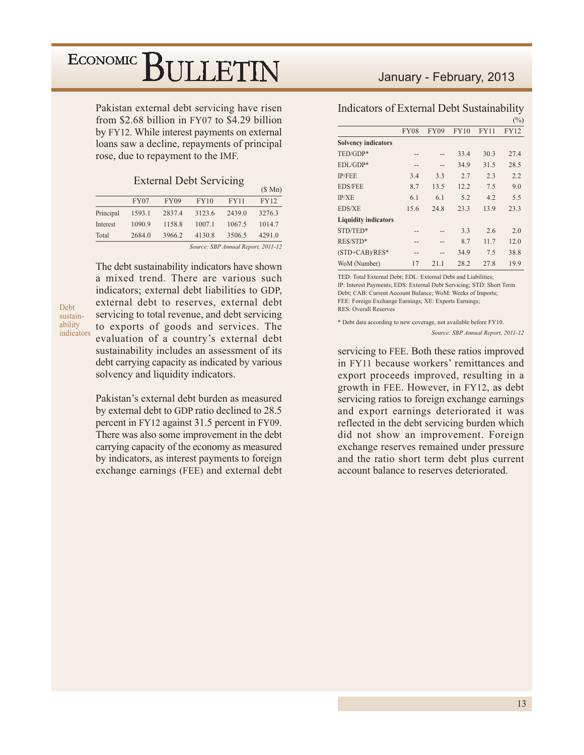Pakistan external debt servicing have risen from \$2.68 billion in FY07 to \$4.29 billion by FY12. While interest payments on external loans saw a decline, repayments of principal rose, due to repayment to the IMF.

### External Debt Servicing

($ Mn)

| | FY07 | FY09 | FY10 | FY11 | FY12 |
|---|---|---|---|---|---|
| Principal | 1593.1 | 2837.4 | 3123.6 | 2439.0 | 3276.3 |
| Interest | 1090.9 | 1158.8 | 1007.1 | 1067.5 | 1014.7 |
| Total | 2684.0 | 3966.2 | 4130.8 | 3506.5 | 4291.0 |

*Source: SBP Annual Report, 2011-12*

Debt sustainability indicators

The debt sustainability indicators have shown a mixed trend. There are various such indicators; external debt liabilities to GDP, external debt to reserves, external debt servicing to total revenue, and debt servicing to exports of goods and services. The evaluation of a country's external debt sustainability includes an assessment of its debt carrying capacity as indicated by various solvency and liquidity indicators.

Pakistan's external debt burden as measured by external debt to GDP ratio declined to 28.5 percent in FY12 against 31.5 percent in FY09. There was also some improvement in the debt carrying capacity of the economy as measured by indicators, as interest payments to foreign exchange earnings (FEE) and external debt servicing to FEE. Both these ratios improved in FY11 because workers' remittances and export proceeds improved, resulting in a growth in FEE. However, in FY12, as debt servicing ratios to foreign exchange earnings and export earnings deteriorated it was reflected in the debt servicing burden which did not show an improvement. Foreign exchange reserves remained under pressure and the ratio short term debt plus current account balance to reserves deteriorated.

### Indicators of External Debt Sustainability

(%)

| | FY08 | FY09 | FY10 | FY11 | FY12 |
|---|---|---|---|---|---|
| **Solvency indicators** | | | | | |
| TED/GDP* | -- | -- | 33.4 | 30.3 | 27.4 |
| EDL/GDP* | -- | -- | 34.9 | 31.5 | 28.5 |
| IP/FEE | 3.4 | 3.3 | 2.7 | 2.3 | 2.2 |
| EDS/FEE | 8.7 | 13.5 | 12.2 | 7.5 | 9.0 |
| IP/XE | 6.1 | 6.1 | 5.2 | 4.2 | 5.5 |
| EDS/XE | 15.6 | 24.8 | 23.3 | 13.9 | 23.3 |
| **Liquidity indicators** | | | | | |
| STD/TED* | -- | -- | 3.3 | 2.6 | 2.0 |
| RES/STD* | -- | -- | 8.7 | 11.7 | 12.0 |
| (STD+CAB)/RES* | -- | -- | 34.9 | 7.5 | 38.8 |
| WoM (Number) | 17 | 21.1 | 28.2 | 27.8 | 19.9 |

TED: Total External Debt; EDL: External Debt and Liabilities; IP: Interest Payments; EDS: External Debt Servicing; STD: Short Term Debt; CAB: Current Account Balance; WoM: Weeks of Imports; FEE: Foreign Exchange Earnings; XE: Exports Earnings; RES: Overall Reserves

* Debt data according to new coverage, not available before FY10.

*Source: SBP Annual Report, 2011-12*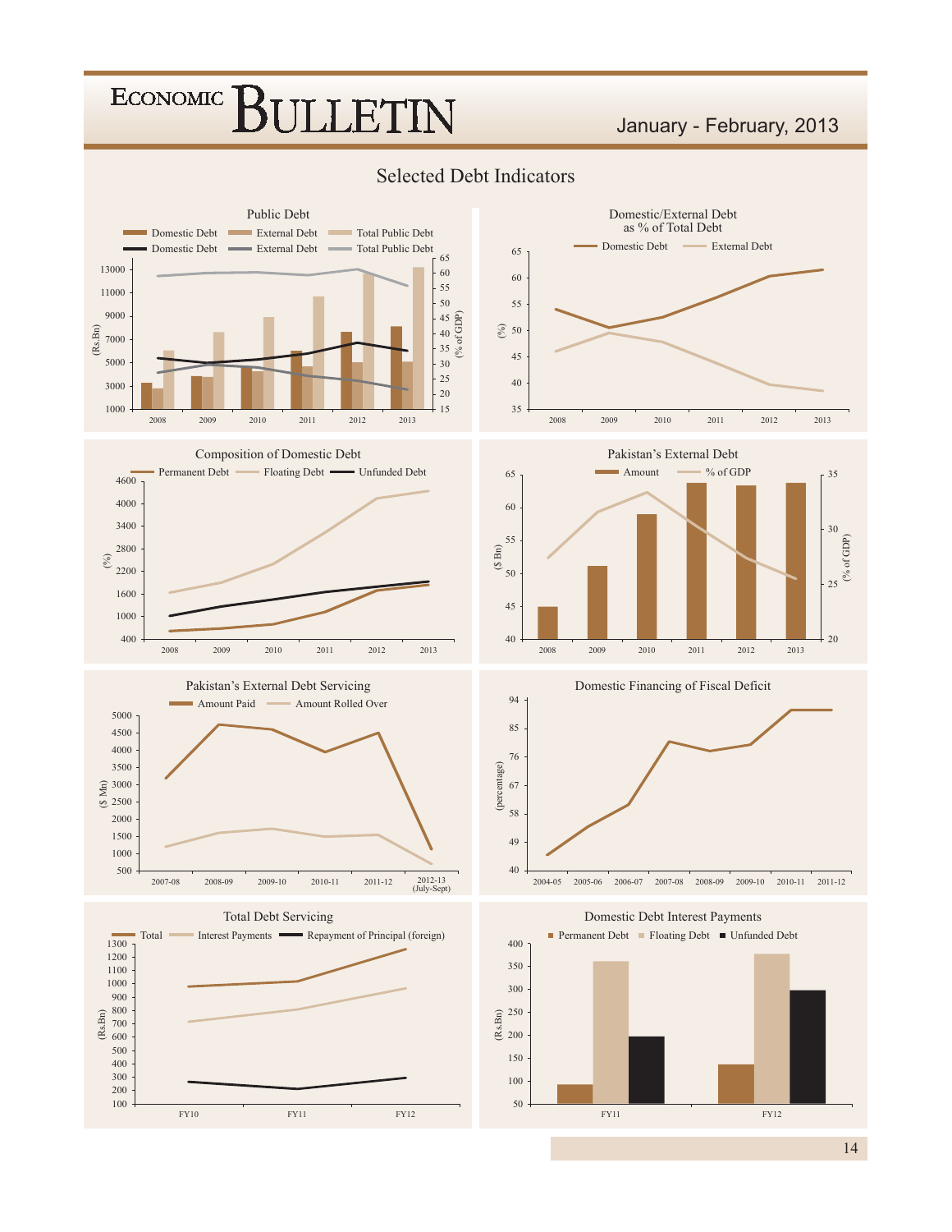## Selected Debt Indicators

### Public Debt

Domestic Debt | External Debt | Total Public Debt (bars, Rs.Bn)
Domestic Debt | External Debt | Total Public Debt (lines, % of GDP)

### Domestic/External Debt as % of Total Debt

Domestic Debt | External Debt

### Composition of Domestic Debt

Permanent Debt | Floating Debt | Unfunded Debt

### Pakistan's External Debt

Amount | % of GDP

### Pakistan's External Debt Servicing

Amount Paid | Amount Rolled Over

### Domestic Financing of Fiscal Deficit

### Total Debt Servicing

Total | Interest Payments | Repayment of Principal (foreign)

### Domestic Debt Interest Payments

Permanent Debt | Floating Debt | Unfunded Debt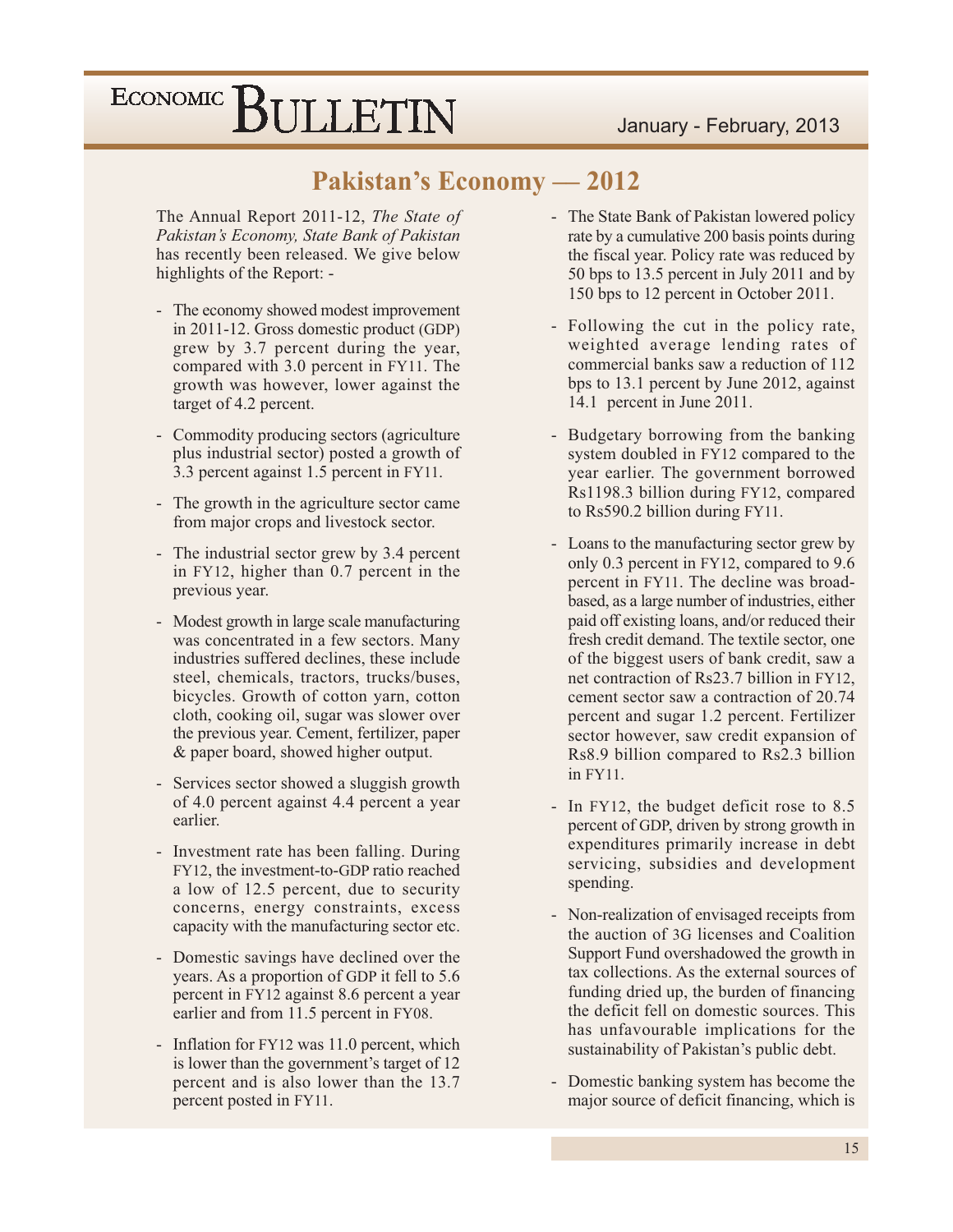# Pakistan's Economy — 2012

The Annual Report 2011-12, *The State of Pakistan's Economy, State Bank of Pakistan* has recently been released. We give below highlights of the Report: -

- The economy showed modest improvement in 2011-12. Gross domestic product (GDP) grew by 3.7 percent during the year, compared with 3.0 percent in FY11. The growth was however, lower against the target of 4.2 percent.
- Commodity producing sectors (agriculture plus industrial sector) posted a growth of 3.3 percent against 1.5 percent in FY11.
- The growth in the agriculture sector came from major crops and livestock sector.
- The industrial sector grew by 3.4 percent in FY12, higher than 0.7 percent in the previous year.
- Modest growth in large scale manufacturing was concentrated in a few sectors. Many industries suffered declines, these include steel, chemicals, tractors, trucks/buses, bicycles. Growth of cotton yarn, cotton cloth, cooking oil, sugar was slower over the previous year. Cement, fertilizer, paper & paper board, showed higher output.
- Services sector showed a sluggish growth of 4.0 percent against 4.4 percent a year earlier.
- Investment rate has been falling. During FY12, the investment-to-GDP ratio reached a low of 12.5 percent, due to security concerns, energy constraints, excess capacity with the manufacturing sector etc.
- Domestic savings have declined over the years. As a proportion of GDP it fell to 5.6 percent in FY12 against 8.6 percent a year earlier and from 11.5 percent in FY08.
- Inflation for FY12 was 11.0 percent, which is lower than the government's target of 12 percent and is also lower than the 13.7 percent posted in FY11.
- The State Bank of Pakistan lowered policy rate by a cumulative 200 basis points during the fiscal year. Policy rate was reduced by 50 bps to 13.5 percent in July 2011 and by 150 bps to 12 percent in October 2011.
- Following the cut in the policy rate, weighted average lending rates of commercial banks saw a reduction of 112 bps to 13.1 percent by June 2012, against 14.1 percent in June 2011.
- Budgetary borrowing from the banking system doubled in FY12 compared to the year earlier. The government borrowed Rs1198.3 billion during FY12, compared to Rs590.2 billion during FY11.
- Loans to the manufacturing sector grew by only 0.3 percent in FY12, compared to 9.6 percent in FY11. The decline was broad-based, as a large number of industries, either paid off existing loans, and/or reduced their fresh credit demand. The textile sector, one of the biggest users of bank credit, saw a net contraction of Rs23.7 billion in FY12, cement sector saw a contraction of 20.74 percent and sugar 1.2 percent. Fertilizer sector however, saw credit expansion of Rs8.9 billion compared to Rs2.3 billion in FY11.
- In FY12, the budget deficit rose to 8.5 percent of GDP, driven by strong growth in expenditures primarily increase in debt servicing, subsidies and development spending.
- Non-realization of envisaged receipts from the auction of 3G licenses and Coalition Support Fund overshadowed the growth in tax collections. As the external sources of funding dried up, the burden of financing the deficit fell on domestic sources. This has unfavourable implications for the sustainability of Pakistan's public debt.
- Domestic banking system has become the major source of deficit financing, which is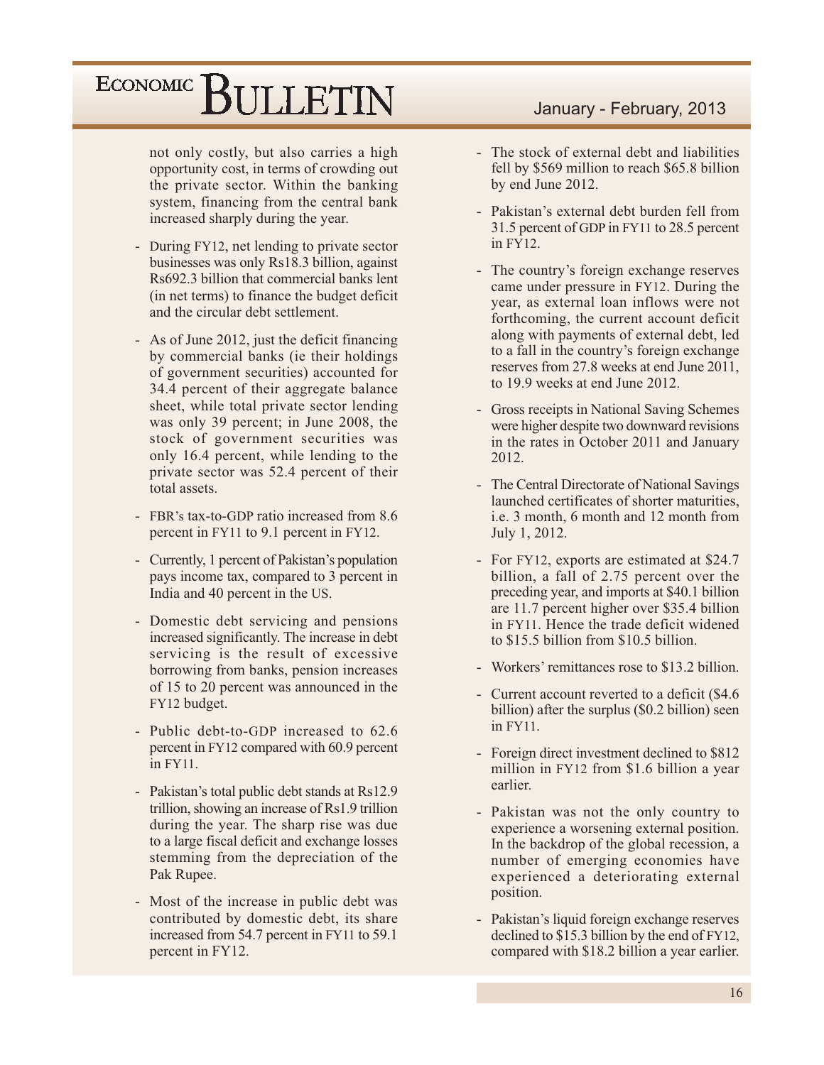not only costly, but also carries a high opportunity cost, in terms of crowding out the private sector. Within the banking system, financing from the central bank increased sharply during the year.

- During FY12, net lending to private sector businesses was only Rs18.3 billion, against Rs692.3 billion that commercial banks lent (in net terms) to finance the budget deficit and the circular debt settlement.
- As of June 2012, just the deficit financing by commercial banks (ie their holdings of government securities) accounted for 34.4 percent of their aggregate balance sheet, while total private sector lending was only 39 percent; in June 2008, the stock of government securities was only 16.4 percent, while lending to the private sector was 52.4 percent of their total assets.
- FBR's tax-to-GDP ratio increased from 8.6 percent in FY11 to 9.1 percent in FY12.
- Currently, 1 percent of Pakistan's population pays income tax, compared to 3 percent in India and 40 percent in the US.
- Domestic debt servicing and pensions increased significantly. The increase in debt servicing is the result of excessive borrowing from banks, pension increases of 15 to 20 percent was announced in the FY12 budget.
- Public debt-to-GDP increased to 62.6 percent in FY12 compared with 60.9 percent in FY11.
- Pakistan's total public debt stands at Rs12.9 trillion, showing an increase of Rs1.9 trillion during the year. The sharp rise was due to a large fiscal deficit and exchange losses stemming from the depreciation of the Pak Rupee.
- Most of the increase in public debt was contributed by domestic debt, its share increased from 54.7 percent in FY11 to 59.1 percent in FY12.
- The stock of external debt and liabilities fell by $569 million to reach $65.8 billion by end June 2012.
- Pakistan's external debt burden fell from 31.5 percent of GDP in FY11 to 28.5 percent in FY12.
- The country's foreign exchange reserves came under pressure in FY12. During the year, as external loan inflows were not forthcoming, the current account deficit along with payments of external debt, led to a fall in the country's foreign exchange reserves from 27.8 weeks at end June 2011, to 19.9 weeks at end June 2012.
- Gross receipts in National Saving Schemes were higher despite two downward revisions in the rates in October 2011 and January 2012.
- The Central Directorate of National Savings launched certificates of shorter maturities, i.e. 3 month, 6 month and 12 month from July 1, 2012.
- For FY12, exports are estimated at $24.7 billion, a fall of 2.75 percent over the preceding year, and imports at $40.1 billion are 11.7 percent higher over $35.4 billion in FY11. Hence the trade deficit widened to $15.5 billion from $10.5 billion.
- Workers' remittances rose to $13.2 billion.
- Current account reverted to a deficit ($4.6 billion) after the surplus ($0.2 billion) seen in FY11.
- Foreign direct investment declined to $812 million in FY12 from $1.6 billion a year earlier.
- Pakistan was not the only country to experience a worsening external position. In the backdrop of the global recession, a number of emerging economies have experienced a deteriorating external position.
- Pakistan's liquid foreign exchange reserves declined to $15.3 billion by the end of FY12, compared with $18.2 billion a year earlier.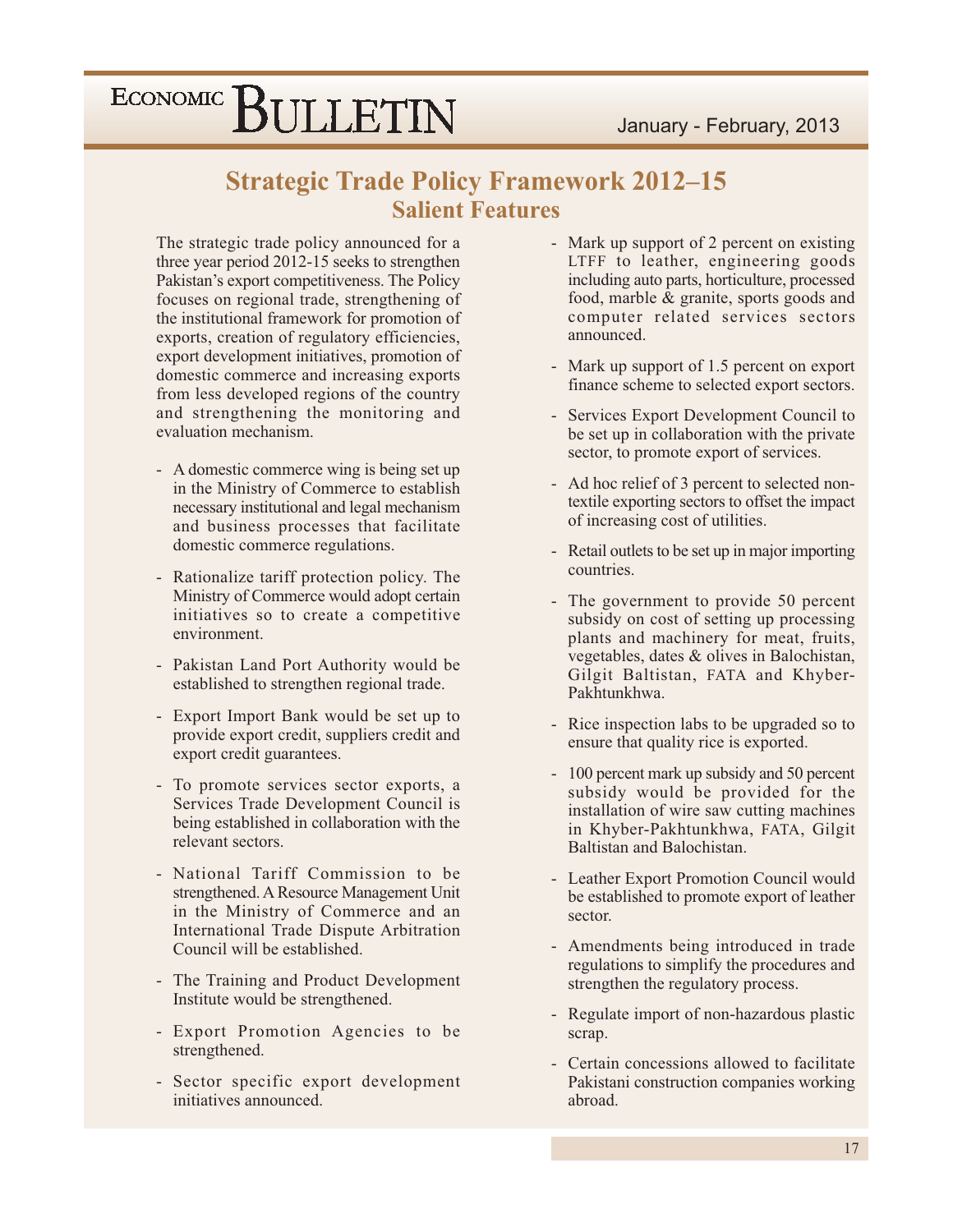# Strategic Trade Policy Framework 2012–15

## Salient Features

The strategic trade policy announced for a three year period 2012-15 seeks to strengthen Pakistan's export competitiveness. The Policy focuses on regional trade, strengthening of the institutional framework for promotion of exports, creation of regulatory efficiencies, export development initiatives, promotion of domestic commerce and increasing exports from less developed regions of the country and strengthening the monitoring and evaluation mechanism.

- A domestic commerce wing is being set up in the Ministry of Commerce to establish necessary institutional and legal mechanism and business processes that facilitate domestic commerce regulations.
- Rationalize tariff protection policy. The Ministry of Commerce would adopt certain initiatives so to create a competitive environment.
- Pakistan Land Port Authority would be established to strengthen regional trade.
- Export Import Bank would be set up to provide export credit, suppliers credit and export credit guarantees.
- To promote services sector exports, a Services Trade Development Council is being established in collaboration with the relevant sectors.
- National Tariff Commission to be strengthened. A Resource Management Unit in the Ministry of Commerce and an International Trade Dispute Arbitration Council will be established.
- The Training and Product Development Institute would be strengthened.
- Export Promotion Agencies to be strengthened.
- Sector specific export development initiatives announced.
- Mark up support of 2 percent on existing LTFF to leather, engineering goods including auto parts, horticulture, processed food, marble & granite, sports goods and computer related services sectors announced.
- Mark up support of 1.5 percent on export finance scheme to selected export sectors.
- Services Export Development Council to be set up in collaboration with the private sector, to promote export of services.
- Ad hoc relief of 3 percent to selected non-textile exporting sectors to offset the impact of increasing cost of utilities.
- Retail outlets to be set up in major importing countries.
- The government to provide 50 percent subsidy on cost of setting up processing plants and machinery for meat, fruits, vegetables, dates & olives in Balochistan, Gilgit Baltistan, FATA and Khyber-Pakhtunkhwa.
- Rice inspection labs to be upgraded so to ensure that quality rice is exported.
- 100 percent mark up subsidy and 50 percent subsidy would be provided for the installation of wire saw cutting machines in Khyber-Pakhtunkhwa, FATA, Gilgit Baltistan and Balochistan.
- Leather Export Promotion Council would be established to promote export of leather sector.
- Amendments being introduced in trade regulations to simplify the procedures and strengthen the regulatory process.
- Regulate import of non-hazardous plastic scrap.
- Certain concessions allowed to facilitate Pakistani construction companies working abroad.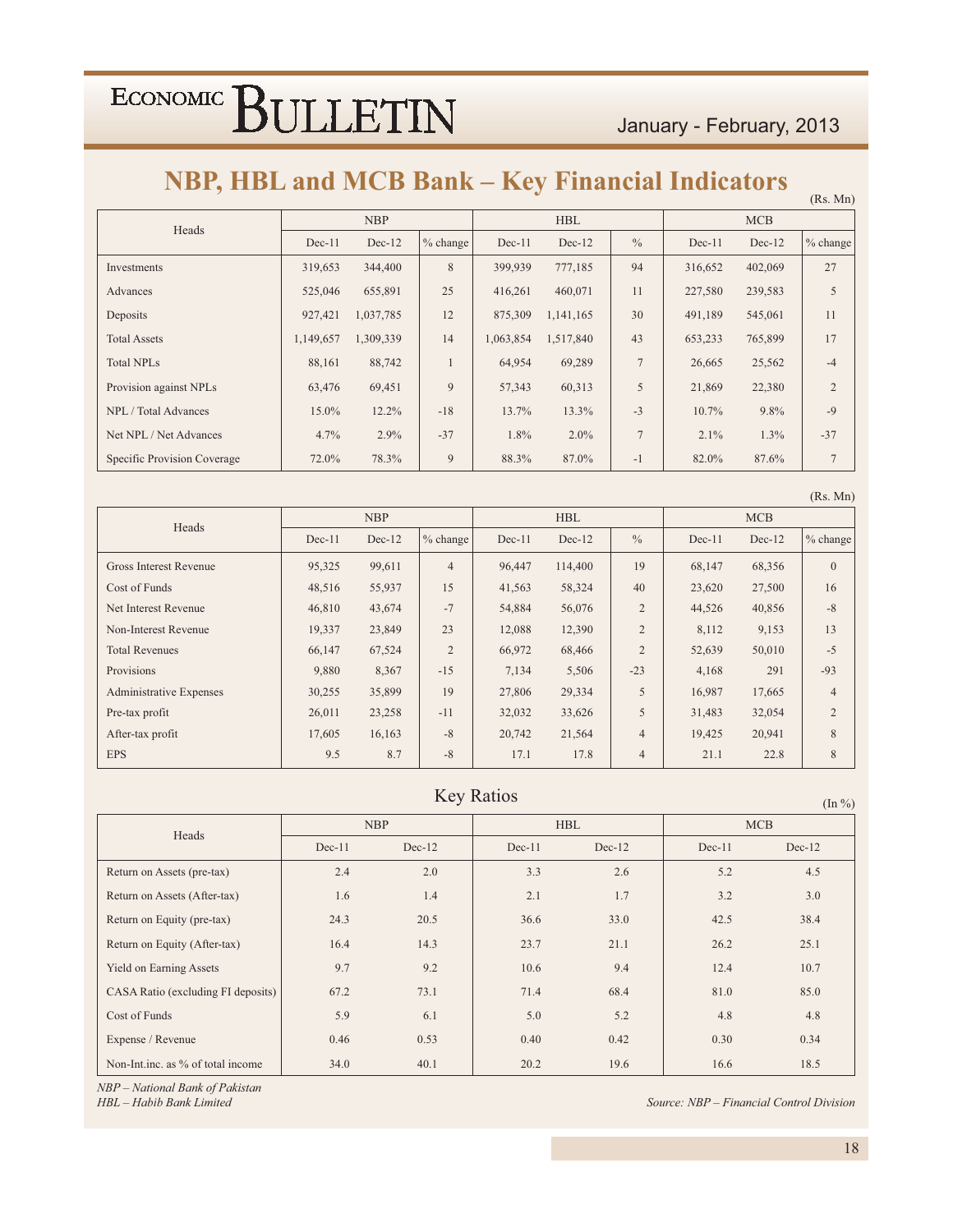# NBP, HBL and MCB Bank – Key Financial Indicators

(Rs. Mn)

| Heads | NBP | | | HBL | | | MCB | | |
|---|---|---|---|---|---|---|---|---|---|
| | Dec-11 | Dec-12 | % change | Dec-11 | Dec-12 | % | Dec-11 | Dec-12 | % change |
| Investments | 319,653 | 344,400 | 8 | 399,939 | 777,185 | 94 | 316,652 | 402,069 | 27 |
| Advances | 525,046 | 655,891 | 25 | 416,261 | 460,071 | 11 | 227,580 | 239,583 | 5 |
| Deposits | 927,421 | 1,037,785 | 12 | 875,309 | 1,141,165 | 30 | 491,189 | 545,061 | 11 |
| Total Assets | 1,149,657 | 1,309,339 | 14 | 1,063,854 | 1,517,840 | 43 | 653,233 | 765,899 | 17 |
| Total NPLs | 88,161 | 88,742 | 1 | 64,954 | 69,289 | 7 | 26,665 | 25,562 | -4 |
| Provision against NPLs | 63,476 | 69,451 | 9 | 57,343 | 60,313 | 5 | 21,869 | 22,380 | 2 |
| NPL / Total Advances | 15.0% | 12.2% | -18 | 13.7% | 13.3% | -3 | 10.7% | 9.8% | -9 |
| Net NPL / Net Advances | 4.7% | 2.9% | -37 | 1.8% | 2.0% | 7 | 2.1% | 1.3% | -37 |
| Specific Provision Coverage | 72.0% | 78.3% | 9 | 88.3% | 87.0% | -1 | 82.0% | 87.6% | 7 |

(Rs. Mn)

| Heads | NBP | | | HBL | | | MCB | | |
|---|---|---|---|---|---|---|---|---|---|
| | Dec-11 | Dec-12 | % change | Dec-11 | Dec-12 | % | Dec-11 | Dec-12 | % change |
| Gross Interest Revenue | 95,325 | 99,611 | 4 | 96,447 | 114,400 | 19 | 68,147 | 68,356 | 0 |
| Cost of Funds | 48,516 | 55,937 | 15 | 41,563 | 58,324 | 40 | 23,620 | 27,500 | 16 |
| Net Interest Revenue | 46,810 | 43,674 | -7 | 54,884 | 56,076 | 2 | 44,526 | 40,856 | -8 |
| Non-Interest Revenue | 19,337 | 23,849 | 23 | 12,088 | 12,390 | 2 | 8,112 | 9,153 | 13 |
| Total Revenues | 66,147 | 67,524 | 2 | 66,972 | 68,466 | 2 | 52,639 | 50,010 | -5 |
| Provisions | 9,880 | 8,367 | -15 | 7,134 | 5,506 | -23 | 4,168 | 291 | -93 |
| Administrative Expenses | 30,255 | 35,899 | 19 | 27,806 | 29,334 | 5 | 16,987 | 17,665 | 4 |
| Pre-tax profit | 26,011 | 23,258 | -11 | 32,032 | 33,626 | 5 | 31,483 | 32,054 | 2 |
| After-tax profit | 17,605 | 16,163 | -8 | 20,742 | 21,564 | 4 | 19,425 | 20,941 | 8 |
| EPS | 9.5 | 8.7 | -8 | 17.1 | 17.8 | 4 | 21.1 | 22.8 | 8 |

## Key Ratios

(In %)

| Heads | NBP | | HBL | | MCB | |
|---|---|---|---|---|---|---|
| | Dec-11 | Dec-12 | Dec-11 | Dec-12 | Dec-11 | Dec-12 |
| Return on Assets (pre-tax) | 2.4 | 2.0 | 3.3 | 2.6 | 5.2 | 4.5 |
| Return on Assets (After-tax) | 1.6 | 1.4 | 2.1 | 1.7 | 3.2 | 3.0 |
| Return on Equity (pre-tax) | 24.3 | 20.5 | 36.6 | 33.0 | 42.5 | 38.4 |
| Return on Equity (After-tax) | 16.4 | 14.3 | 23.7 | 21.1 | 26.2 | 25.1 |
| Yield on Earning Assets | 9.7 | 9.2 | 10.6 | 9.4 | 12.4 | 10.7 |
| CASA Ratio (excluding FI deposits) | 67.2 | 73.1 | 71.4 | 68.4 | 81.0 | 85.0 |
| Cost of Funds | 5.9 | 6.1 | 5.0 | 5.2 | 4.8 | 4.8 |
| Expense / Revenue | 0.46 | 0.53 | 0.40 | 0.42 | 0.30 | 0.34 |
| Non-Int.inc. as % of total income | 34.0 | 40.1 | 20.2 | 19.6 | 16.6 | 18.5 |

*NBP – National Bank of Pakistan*
*HBL – Habib Bank Limited*

*Source: NBP – Financial Control Division*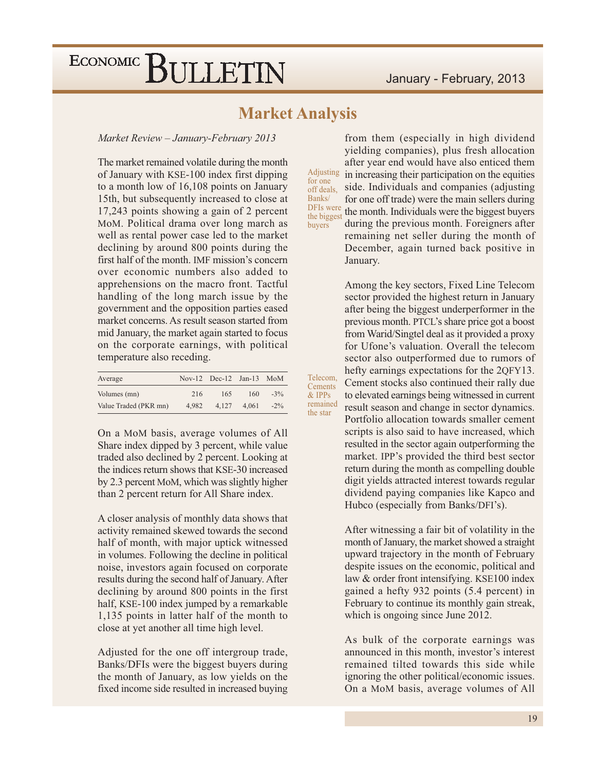# Market Analysis

*Market Review – January-February 2013*

The market remained volatile during the month of January with KSE-100 index first dipping to a month low of 16,108 points on January 15th, but subsequently increased to close at 17,243 points showing a gain of 2 percent MoM. Political drama over long march as well as rental power case led to the market declining by around 800 points during the first half of the month. IMF mission's concern over economic numbers also added to apprehensions on the macro front. Tactful handling of the long march issue by the government and the opposition parties eased market concerns. As result season started from mid January, the market again started to focus on the corporate earnings, with political temperature also receding.

| Average | Nov-12 | Dec-12 | Jan-13 | MoM |
|---|---|---|---|---|
| Volumes (mn) | 216 | 165 | 160 | -3% |
| Value Traded (PKR mn) | 4,982 | 4,127 | 4,061 | -2% |

On a MoM basis, average volumes of All Share index dipped by 3 percent, while value traded also declined by 2 percent. Looking at the indices return shows that KSE-30 increased by 2.3 percent MoM, which was slightly higher than 2 percent return for All Share index.

A closer analysis of monthly data shows that activity remained skewed towards the second half of month, with major uptick witnessed in volumes. Following the decline in political noise, investors again focused on corporate results during the second half of January. After declining by around 800 points in the first half, KSE-100 index jumped by a remarkable 1,135 points in latter half of the month to close at yet another all time high level.

Adjusted for the one off intergroup trade, Banks/DFIs were the biggest buyers during the month of January, as low yields on the fixed income side resulted in increased buying from them (especially in high dividend yielding companies), plus fresh allocation after year end would have also enticed them in increasing their participation on the equities side. Individuals and companies (adjusting for one off trade) were the main sellers during the month. Individuals were the biggest buyers during the previous month. Foreigners after remaining net seller during the month of December, again turned back positive in January.

*Adjusting for one off deals, Banks/DFIs were the biggest buyers*

Among the key sectors, Fixed Line Telecom sector provided the highest return in January after being the biggest underperformer in the previous month. PTCL's share price got a boost from Warid/Singtel deal as it provided a proxy for Ufone's valuation. Overall the telecom sector also outperformed due to rumors of hefty earnings expectations for the 2QFY13. Cement stocks also continued their rally due to elevated earnings being witnessed in current result season and change in sector dynamics. Portfolio allocation towards smaller cement scripts is also said to have increased, which resulted in the sector again outperforming the market. IPP's provided the third best sector return during the month as compelling double digit yields attracted interest towards regular dividend paying companies like Kapco and Hubco (especially from Banks/DFI's).

*Telecom, Cements & IPPs remained the star*

After witnessing a fair bit of volatility in the month of January, the market showed a straight upward trajectory in the month of February despite issues on the economic, political and law & order front intensifying. KSE100 index gained a hefty 932 points (5.4 percent) in February to continue its monthly gain streak, which is ongoing since June 2012.

As bulk of the corporate earnings was announced in this month, investor's interest remained tilted towards this side while ignoring the other political/economic issues. On a MoM basis, average volumes of All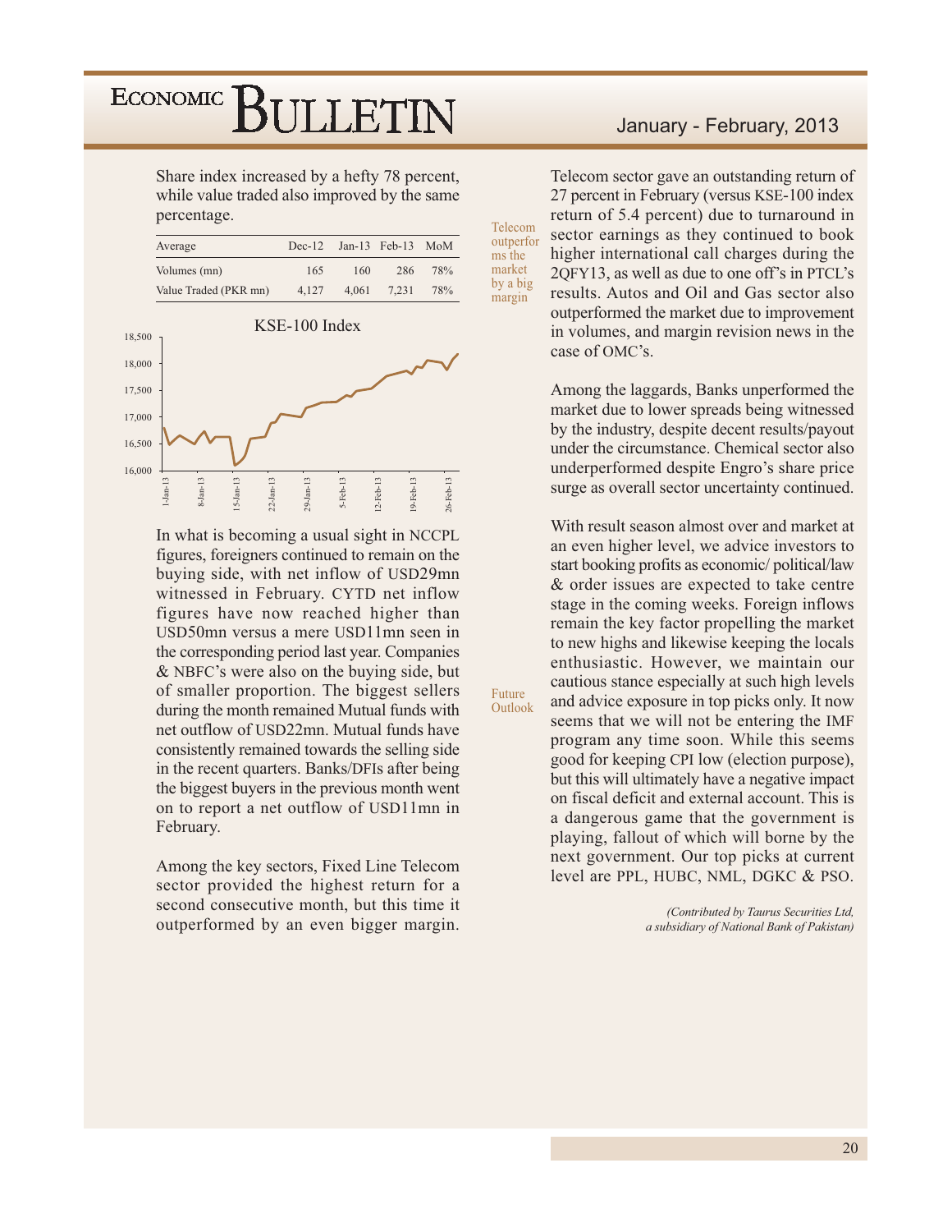Share index increased by a hefty 78 percent, while value traded also improved by the same percentage.

| Average | Dec-12 | Jan-13 | Feb-13 | MoM |
|---|---|---|---|---|
| Volumes (mn) | 165 | 160 | 286 | 78% |
| Value Traded (PKR mn) | 4,127 | 4,061 | 7,231 | 78% |

KSE-100 Index

In what is becoming a usual sight in NCCPL figures, foreigners continued to remain on the buying side, with net inflow of USD29mn witnessed in February. CYTD net inflow figures have now reached higher than USD50mn versus a mere USD11mn seen in the corresponding period last year. Companies & NBFC's were also on the buying side, but of smaller proportion. The biggest sellers during the month remained Mutual funds with net outflow of USD22mn. Mutual funds have consistently remained towards the selling side in the recent quarters. Banks/DFIs after being the biggest buyers in the previous month went on to report a net outflow of USD11mn in February.

Among the key sectors, Fixed Line Telecom sector provided the highest return for a second consecutive month, but this time it outperformed by an even bigger margin.

**Telecom outperforms the market by a big margin**

Telecom sector gave an outstanding return of 27 percent in February (versus KSE-100 index return of 5.4 percent) due to turnaround in sector earnings as they continued to book higher international call charges during the 2QFY13, as well as due to one off's in PTCL's results. Autos and Oil and Gas sector also outperformed the market due to improvement in volumes, and margin revision news in the case of OMC's.

Among the laggards, Banks unperformed the market due to lower spreads being witnessed by the industry, despite decent results/payout under the circumstance. Chemical sector also underperformed despite Engro's share price surge as overall sector uncertainty continued.

**Future Outlook**

With result season almost over and market at an even higher level, we advice investors to start booking profits as economic/ political/law & order issues are expected to take centre stage in the coming weeks. Foreign inflows remain the key factor propelling the market to new highs and likewise keeping the locals enthusiastic. However, we maintain our cautious stance especially at such high levels and advice exposure in top picks only. It now seems that we will not be entering the IMF program any time soon. While this seems good for keeping CPI low (election purpose), but this will ultimately have a negative impact on fiscal deficit and external account. This is a dangerous game that the government is playing, fallout of which will borne by the next government. Our top picks at current level are PPL, HUBC, NML, DGKC & PSO.

*(Contributed by Taurus Securities Ltd, a subsidiary of National Bank of Pakistan)*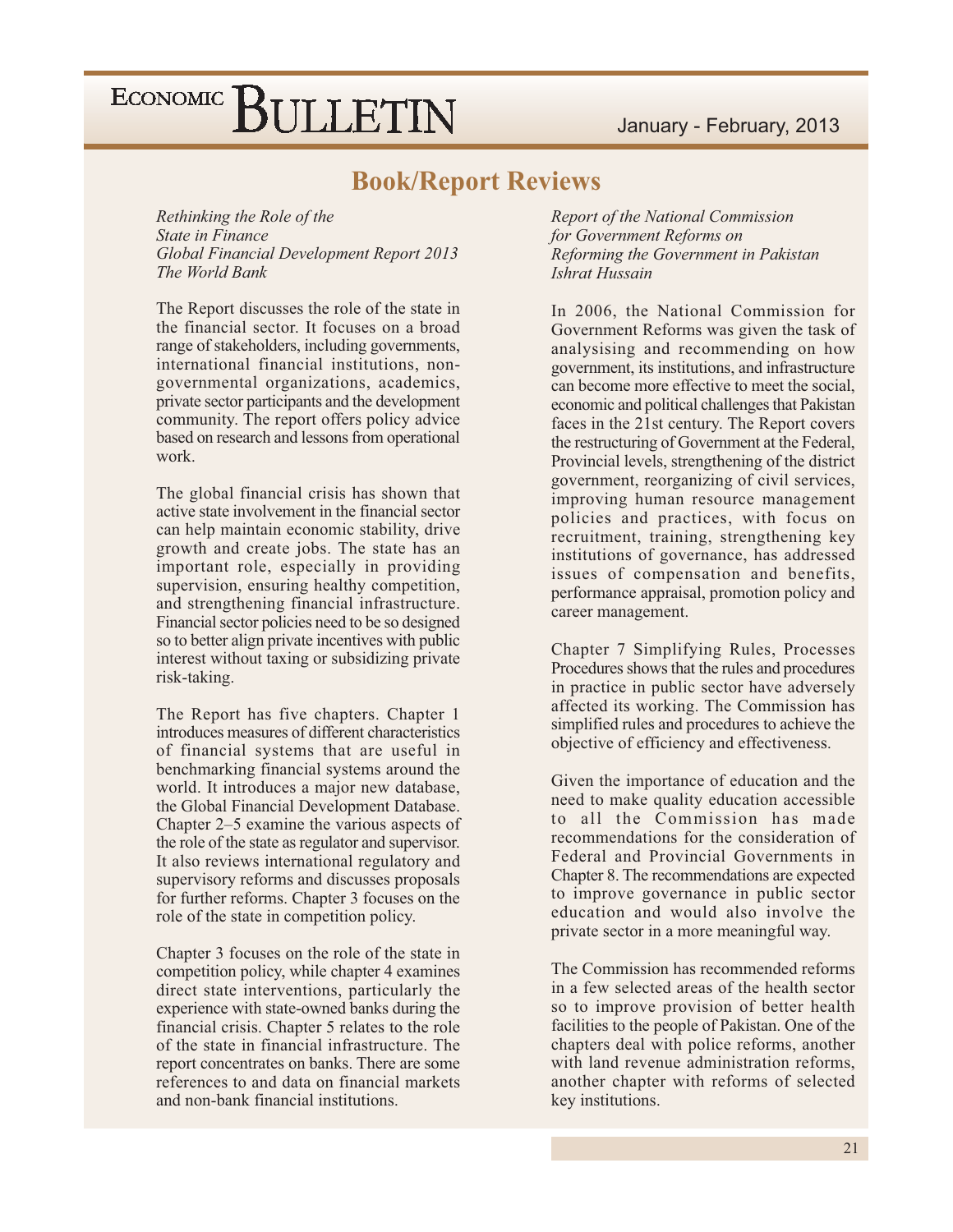# Book/Report Reviews

*Rethinking the Role of the State in Finance*
*Global Financial Development Report 2013*
*The World Bank*

The Report discusses the role of the state in the financial sector. It focuses on a broad range of stakeholders, including governments, international financial institutions, non-governmental organizations, academics, private sector participants and the development community. The report offers policy advice based on research and lessons from operational work.

The global financial crisis has shown that active state involvement in the financial sector can help maintain economic stability, drive growth and create jobs. The state has an important role, especially in providing supervision, ensuring healthy competition, and strengthening financial infrastructure. Financial sector policies need to be so designed so to better align private incentives with public interest without taxing or subsidizing private risk-taking.

The Report has five chapters. Chapter 1 introduces measures of different characteristics of financial systems that are useful in benchmarking financial systems around the world. It introduces a major new database, the Global Financial Development Database. Chapter 2–5 examine the various aspects of the role of the state as regulator and supervisor. It also reviews international regulatory and supervisory reforms and discusses proposals for further reforms. Chapter 3 focuses on the role of the state in competition policy.

Chapter 3 focuses on the role of the state in competition policy, while chapter 4 examines direct state interventions, particularly the experience with state-owned banks during the financial crisis. Chapter 5 relates to the role of the state in financial infrastructure. The report concentrates on banks. There are some references to and data on financial markets and non-bank financial institutions.

*Report of the National Commission for Government Reforms on Reforming the Government in Pakistan*
*Ishrat Hussain*

In 2006, the National Commission for Government Reforms was given the task of analysising and recommending on how government, its institutions, and infrastructure can become more effective to meet the social, economic and political challenges that Pakistan faces in the 21st century. The Report covers the restructuring of Government at the Federal, Provincial levels, strengthening of the district government, reorganizing of civil services, improving human resource management policies and practices, with focus on recruitment, training, strengthening key institutions of governance, has addressed issues of compensation and benefits, performance appraisal, promotion policy and career management.

Chapter 7 Simplifying Rules, Processes Procedures shows that the rules and procedures in practice in public sector have adversely affected its working. The Commission has simplified rules and procedures to achieve the objective of efficiency and effectiveness.

Given the importance of education and the need to make quality education accessible to all the Commission has made recommendations for the consideration of Federal and Provincial Governments in Chapter 8. The recommendations are expected to improve governance in public sector education and would also involve the private sector in a more meaningful way.

The Commission has recommended reforms in a few selected areas of the health sector so to improve provision of better health facilities to the people of Pakistan. One of the chapters deal with police reforms, another with land revenue administration reforms, another chapter with reforms of selected key institutions.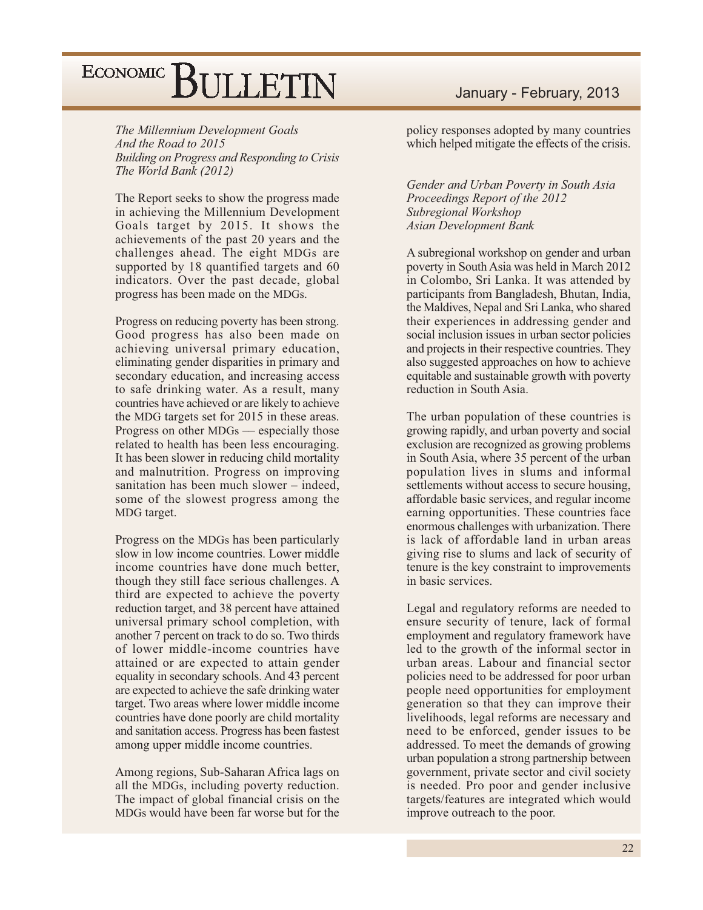*The Millennium Development Goals*
*And the Road to 2015*
*Building on Progress and Responding to Crisis*
*The World Bank (2012)*

The Report seeks to show the progress made in achieving the Millennium Development Goals target by 2015. It shows the achievements of the past 20 years and the challenges ahead. The eight MDGs are supported by 18 quantified targets and 60 indicators. Over the past decade, global progress has been made on the MDGs.

Progress on reducing poverty has been strong. Good progress has also been made on achieving universal primary education, eliminating gender disparities in primary and secondary education, and increasing access to safe drinking water. As a result, many countries have achieved or are likely to achieve the MDG targets set for 2015 in these areas. Progress on other MDGs — especially those related to health has been less encouraging. It has been slower in reducing child mortality and malnutrition. Progress on improving sanitation has been much slower – indeed, some of the slowest progress among the MDG target.

Progress on the MDGs has been particularly slow in low income countries. Lower middle income countries have done much better, though they still face serious challenges. A third are expected to achieve the poverty reduction target, and 38 percent have attained universal primary school completion, with another 7 percent on track to do so. Two thirds of lower middle-income countries have attained or are expected to attain gender equality in secondary schools. And 43 percent are expected to achieve the safe drinking water target. Two areas where lower middle income countries have done poorly are child mortality and sanitation access. Progress has been fastest among upper middle income countries.

Among regions, Sub-Saharan Africa lags on all the MDGs, including poverty reduction. The impact of global financial crisis on the MDGs would have been far worse but for the policy responses adopted by many countries which helped mitigate the effects of the crisis.

*Gender and Urban Poverty in South Asia*
*Proceedings Report of the 2012*
*Subregional Workshop*
*Asian Development Bank*

A subregional workshop on gender and urban poverty in South Asia was held in March 2012 in Colombo, Sri Lanka. It was attended by participants from Bangladesh, Bhutan, India, the Maldives, Nepal and Sri Lanka, who shared their experiences in addressing gender and social inclusion issues in urban sector policies and projects in their respective countries. They also suggested approaches on how to achieve equitable and sustainable growth with poverty reduction in South Asia.

The urban population of these countries is growing rapidly, and urban poverty and social exclusion are recognized as growing problems in South Asia, where 35 percent of the urban population lives in slums and informal settlements without access to secure housing, affordable basic services, and regular income earning opportunities. These countries face enormous challenges with urbanization. There is lack of affordable land in urban areas giving rise to slums and lack of security of tenure is the key constraint to improvements in basic services.

Legal and regulatory reforms are needed to ensure security of tenure, lack of formal employment and regulatory framework have led to the growth of the informal sector in urban areas. Labour and financial sector policies need to be addressed for poor urban people need opportunities for employment generation so that they can improve their livelihoods, legal reforms are necessary and need to be enforced, gender issues to be addressed. To meet the demands of growing urban population a strong partnership between government, private sector and civil society is needed. Pro poor and gender inclusive targets/features are integrated which would improve outreach to the poor.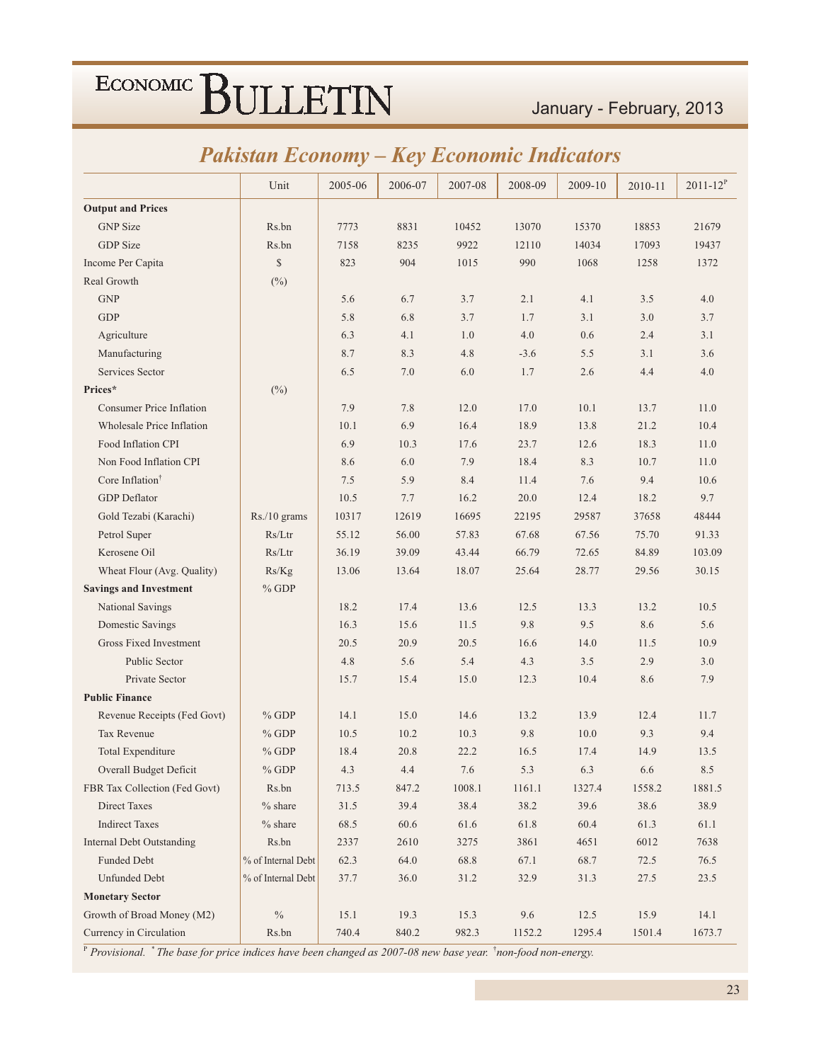# Pakistan Economy – Key Economic Indicators

| | Unit | 2005-06 | 2006-07 | 2007-08 | 2008-09 | 2009-10 | 2010-11 | 2011-12[P] |
|---|---|---|---|---|---|---|---|---|
| **Output and Prices** | | | | | | | | |
| GNP Size | Rs.bn | 7773 | 8831 | 10452 | 13070 | 15370 | 18853 | 21679 |
| GDP Size | Rs.bn | 7158 | 8235 | 9922 | 12110 | 14034 | 17093 | 19437 |
| Income Per Capita | $ | 823 | 904 | 1015 | 990 | 1068 | 1258 | 1372 |
| Real Growth | (%) | | | | | | | |
| GNP | | 5.6 | 6.7 | 3.7 | 2.1 | 4.1 | 3.5 | 4.0 |
| GDP | | 5.8 | 6.8 | 3.7 | 1.7 | 3.1 | 3.0 | 3.7 |
| Agriculture | | 6.3 | 4.1 | 1.0 | 4.0 | 0.6 | 2.4 | 3.1 |
| Manufacturing | | 8.7 | 8.3 | 4.8 | -3.6 | 5.5 | 3.1 | 3.6 |
| Services Sector | | 6.5 | 7.0 | 6.0 | 1.7 | 2.6 | 4.4 | 4.0 |
| **Prices*** | (%) | | | | | | | |
| Consumer Price Inflation | | 7.9 | 7.8 | 12.0 | 17.0 | 10.1 | 13.7 | 11.0 |
| Wholesale Price Inflation | | 10.1 | 6.9 | 16.4 | 18.9 | 13.8 | 21.2 | 10.4 |
| Food Inflation CPI | | 6.9 | 10.3 | 17.6 | 23.7 | 12.6 | 18.3 | 11.0 |
| Non Food Inflation CPI | | 8.6 | 6.0 | 7.9 | 18.4 | 8.3 | 10.7 | 11.0 |
| Core Inflation† | | 7.5 | 5.9 | 8.4 | 11.4 | 7.6 | 9.4 | 10.6 |
| GDP Deflator | | 10.5 | 7.7 | 16.2 | 20.0 | 12.4 | 18.2 | 9.7 |
| Gold Tezabi (Karachi) | Rs./10 grams | 10317 | 12619 | 16695 | 22195 | 29587 | 37658 | 48444 |
| Petrol Super | Rs/Ltr | 55.12 | 56.00 | 57.83 | 67.68 | 67.56 | 75.70 | 91.33 |
| Kerosene Oil | Rs/Ltr | 36.19 | 39.09 | 43.44 | 66.79 | 72.65 | 84.89 | 103.09 |
| Wheat Flour (Avg. Quality) | Rs/Kg | 13.06 | 13.64 | 18.07 | 25.64 | 28.77 | 29.56 | 30.15 |
| **Savings and Investment** | % GDP | | | | | | | |
| National Savings | | 18.2 | 17.4 | 13.6 | 12.5 | 13.3 | 13.2 | 10.5 |
| Domestic Savings | | 16.3 | 15.6 | 11.5 | 9.8 | 9.5 | 8.6 | 5.6 |
| Gross Fixed Investment | | 20.5 | 20.9 | 20.5 | 16.6 | 14.0 | 11.5 | 10.9 |
| Public Sector | | 4.8 | 5.6 | 5.4 | 4.3 | 3.5 | 2.9 | 3.0 |
| Private Sector | | 15.7 | 15.4 | 15.0 | 12.3 | 10.4 | 8.6 | 7.9 |
| **Public Finance** | | | | | | | | |
| Revenue Receipts (Fed Govt) | % GDP | 14.1 | 15.0 | 14.6 | 13.2 | 13.9 | 12.4 | 11.7 |
| Tax Revenue | % GDP | 10.5 | 10.2 | 10.3 | 9.8 | 10.0 | 9.3 | 9.4 |
| Total Expenditure | % GDP | 18.4 | 20.8 | 22.2 | 16.5 | 17.4 | 14.9 | 13.5 |
| Overall Budget Deficit | % GDP | 4.3 | 4.4 | 7.6 | 5.3 | 6.3 | 6.6 | 8.5 |
| FBR Tax Collection (Fed Govt) | Rs.bn | 713.5 | 847.2 | 1008.1 | 1161.1 | 1327.4 | 1558.2 | 1881.5 |
| Direct Taxes | % share | 31.5 | 39.4 | 38.4 | 38.2 | 39.6 | 38.6 | 38.9 |
| Indirect Taxes | % share | 68.5 | 60.6 | 61.6 | 61.8 | 60.4 | 61.3 | 61.1 |
| Internal Debt Outstanding | Rs.bn | 2337 | 2610 | 3275 | 3861 | 4651 | 6012 | 7638 |
| Funded Debt | % of Internal Debt | 62.3 | 64.0 | 68.8 | 67.1 | 68.7 | 72.5 | 76.5 |
| Unfunded Debt | % of Internal Debt | 37.7 | 36.0 | 31.2 | 32.9 | 31.3 | 27.5 | 23.5 |
| **Monetary Sector** | | | | | | | | |
| Growth of Broad Money (M2) | % | 15.1 | 19.3 | 15.3 | 9.6 | 12.5 | 15.9 | 14.1 |
| Currency in Circulation | Rs.bn | 740.4 | 840.2 | 982.3 | 1152.2 | 1295.4 | 1501.4 | 1673.7 |

*[P] Provisional. * The base for price indices have been changed as 2007-08 new base year. †non-food non-energy.*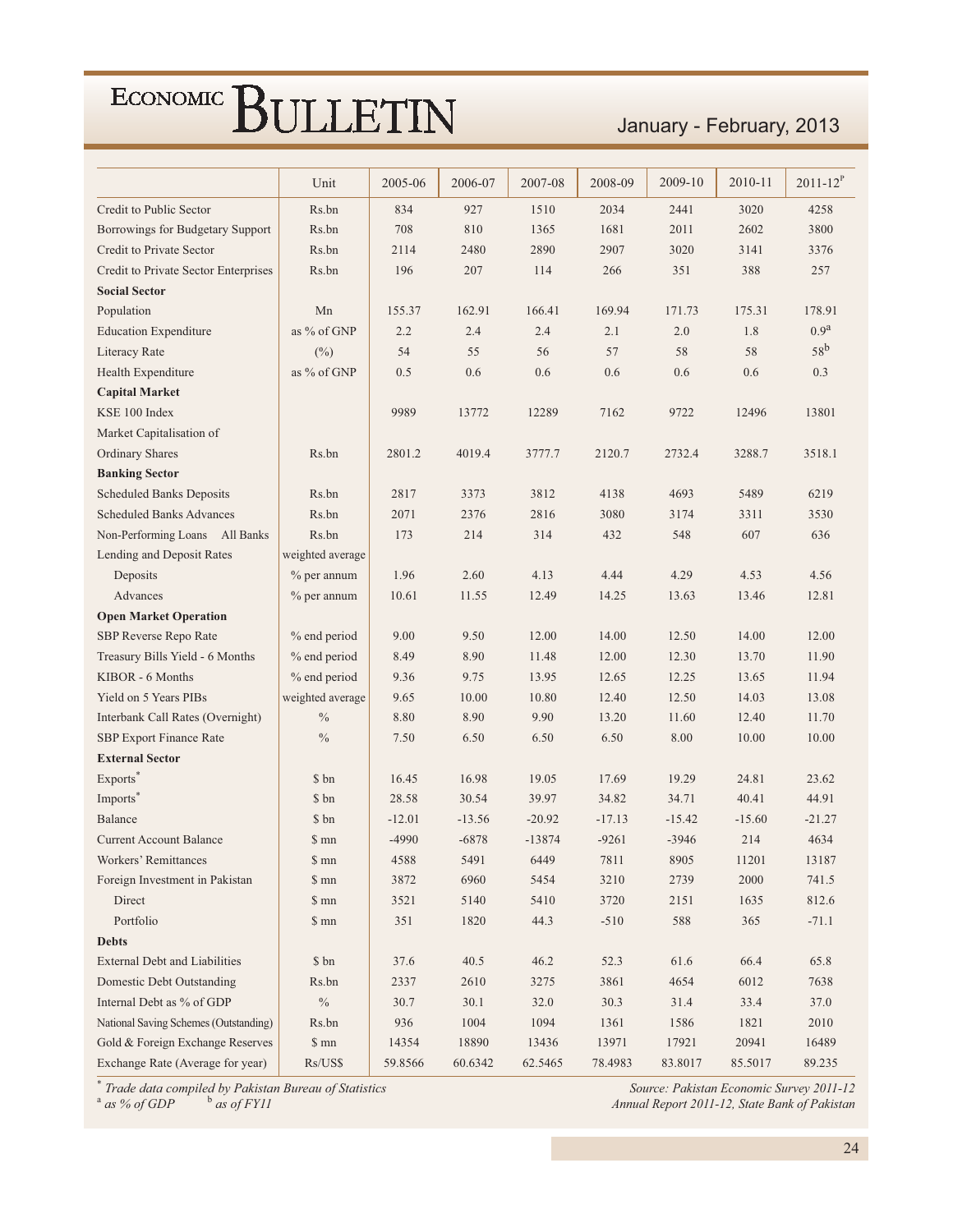| | Unit | 2005-06 | 2006-07 | 2007-08 | 2008-09 | 2009-10 | 2010-11 | 2011-12[P] |
|---|---|---|---|---|---|---|---|---|
| Credit to Public Sector | Rs.bn | 834 | 927 | 1510 | 2034 | 2441 | 3020 | 4258 |
| Borrowings for Budgetary Support | Rs.bn | 708 | 810 | 1365 | 1681 | 2011 | 2602 | 3800 |
| Credit to Private Sector | Rs.bn | 2114 | 2480 | 2890 | 2907 | 3020 | 3141 | 3376 |
| Credit to Private Sector Enterprises | Rs.bn | 196 | 207 | 114 | 266 | 351 | 388 | 257 |
| **Social Sector** | | | | | | | | |
| Population | Mn | 155.37 | 162.91 | 166.41 | 169.94 | 171.73 | 175.31 | 178.91 |
| Education Expenditure | as % of GNP | 2.2 | 2.4 | 2.4 | 2.1 | 2.0 | 1.8 | 0.9[a] |
| Literacy Rate | (%) | 54 | 55 | 56 | 57 | 58 | 58 | 58[b] |
| Health Expenditure | as % of GNP | 0.5 | 0.6 | 0.6 | 0.6 | 0.6 | 0.6 | 0.3 |
| **Capital Market** | | | | | | | | |
| KSE 100 Index | | 9989 | 13772 | 12289 | 7162 | 9722 | 12496 | 13801 |
| Market Capitalisation of Ordinary Shares | Rs.bn | 2801.2 | 4019.4 | 3777.7 | 2120.7 | 2732.4 | 3288.7 | 3518.1 |
| **Banking Sector** | | | | | | | | |
| Scheduled Banks Deposits | Rs.bn | 2817 | 3373 | 3812 | 4138 | 4693 | 5489 | 6219 |
| Scheduled Banks Advances | Rs.bn | 2071 | 2376 | 2816 | 3080 | 3174 | 3311 | 3530 |
| Non-Performing Loans All Banks | Rs.bn | 173 | 214 | 314 | 432 | 548 | 607 | 636 |
| Lending and Deposit Rates | weighted average | | | | | | | |
| Deposits | % per annum | 1.96 | 2.60 | 4.13 | 4.44 | 4.29 | 4.53 | 4.56 |
| Advances | % per annum | 10.61 | 11.55 | 12.49 | 14.25 | 13.63 | 13.46 | 12.81 |
| **Open Market Operation** | | | | | | | | |
| SBP Reverse Repo Rate | % end period | 9.00 | 9.50 | 12.00 | 14.00 | 12.50 | 14.00 | 12.00 |
| Treasury Bills Yield - 6 Months | % end period | 8.49 | 8.90 | 11.48 | 12.00 | 12.30 | 13.70 | 11.90 |
| KIBOR - 6 Months | % end period | 9.36 | 9.75 | 13.95 | 12.65 | 12.25 | 13.65 | 11.94 |
| Yield on 5 Years PIBs | weighted average | 9.65 | 10.00 | 10.80 | 12.40 | 12.50 | 14.03 | 13.08 |
| Interbank Call Rates (Overnight) | % | 8.80 | 8.90 | 9.90 | 13.20 | 11.60 | 12.40 | 11.70 |
| SBP Export Finance Rate | % | 7.50 | 6.50 | 6.50 | 6.50 | 8.00 | 10.00 | 10.00 |
| **External Sector** | | | | | | | | |
| Exports* | $ bn | 16.45 | 16.98 | 19.05 | 17.69 | 19.29 | 24.81 | 23.62 |
| Imports* | $ bn | 28.58 | 30.54 | 39.97 | 34.82 | 34.71 | 40.41 | 44.91 |
| Balance | $ bn | -12.01 | -13.56 | -20.92 | -17.13 | -15.42 | -15.60 | -21.27 |
| Current Account Balance | $ mn | -4990 | -6878 | -13874 | -9261 | -3946 | 214 | 4634 |
| Workers' Remittances | $ mn | 4588 | 5491 | 6449 | 7811 | 8905 | 11201 | 13187 |
| Foreign Investment in Pakistan | $ mn | 3872 | 6960 | 5454 | 3210 | 2739 | 2000 | 741.5 |
| Direct | $ mn | 3521 | 5140 | 5410 | 3720 | 2151 | 1635 | 812.6 |
| Portfolio | $ mn | 351 | 1820 | 44.3 | -510 | 588 | 365 | -71.1 |
| **Debts** | | | | | | | | |
| External Debt and Liabilities | $ bn | 37.6 | 40.5 | 46.2 | 52.3 | 61.6 | 66.4 | 65.8 |
| Domestic Debt Outstanding | Rs.bn | 2337 | 2610 | 3275 | 3861 | 4654 | 6012 | 7638 |
| Internal Debt as % of GDP | % | 30.7 | 30.1 | 32.0 | 30.3 | 31.4 | 33.4 | 37.0 |
| National Saving Schemes (Outstanding) | Rs.bn | 936 | 1004 | 1094 | 1361 | 1586 | 1821 | 2010 |
| Gold & Foreign Exchange Reserves | $ mn | 14354 | 18890 | 13436 | 13971 | 17921 | 20941 | 16489 |
| Exchange Rate (Average for year) | Rs/US$ | 59.8566 | 60.6342 | 62.5465 | 78.4983 | 83.8017 | 85.5017 | 89.235 |

\* *Trade data compiled by Pakistan Bureau of Statistics*
[a] *as % of GDP* [b] *as of FY11*

*Source: Pakistan Economic Survey 2011-12*
*Annual Report 2011-12, State Bank of Pakistan*